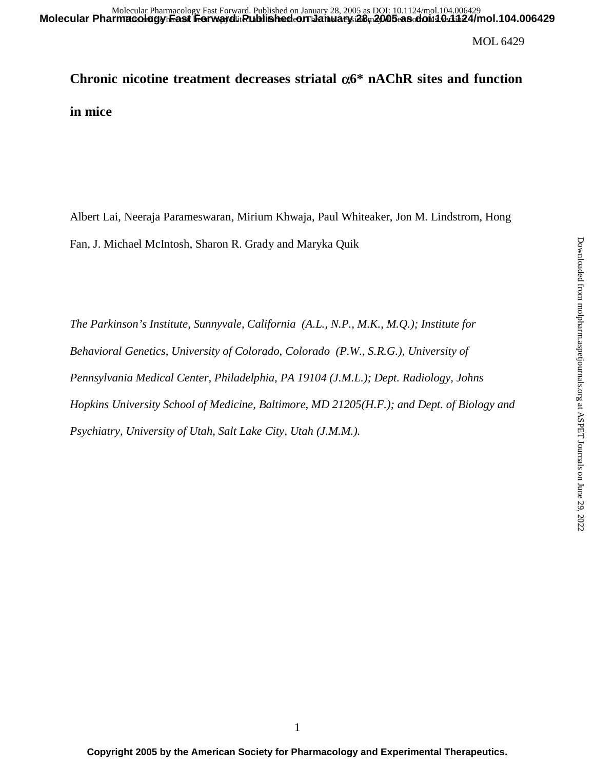# Chronic nicotine treatment decreases striatal $\alpha$6* nAChR sites and function in mice

Albert Lai, Neeraja Parameswaran, Mirium Khwaja, Paul Whiteaker, Jon M. Lindstrom, Hong Fan, J. Michael McIntosh, Sharon R. Grady and Maryka Quik

*The Parkinson's Institute, Sunnyvale, California (A.L., N.P., M.K., M.Q.); Institute for Behavioral Genetics, University of Colorado, Colorado (P.W., S.R.G.), University of Pennsylvania Medical Center, Philadelphia, PA 19104 (J.M.L.); Dept. Radiology, Johns Hopkins University School of Medicine, Baltimore, MD 21205(H.F.); and Dept. of Biology and Psychiatry, University of Utah, Salt Lake City, Utah (J.M.M.).*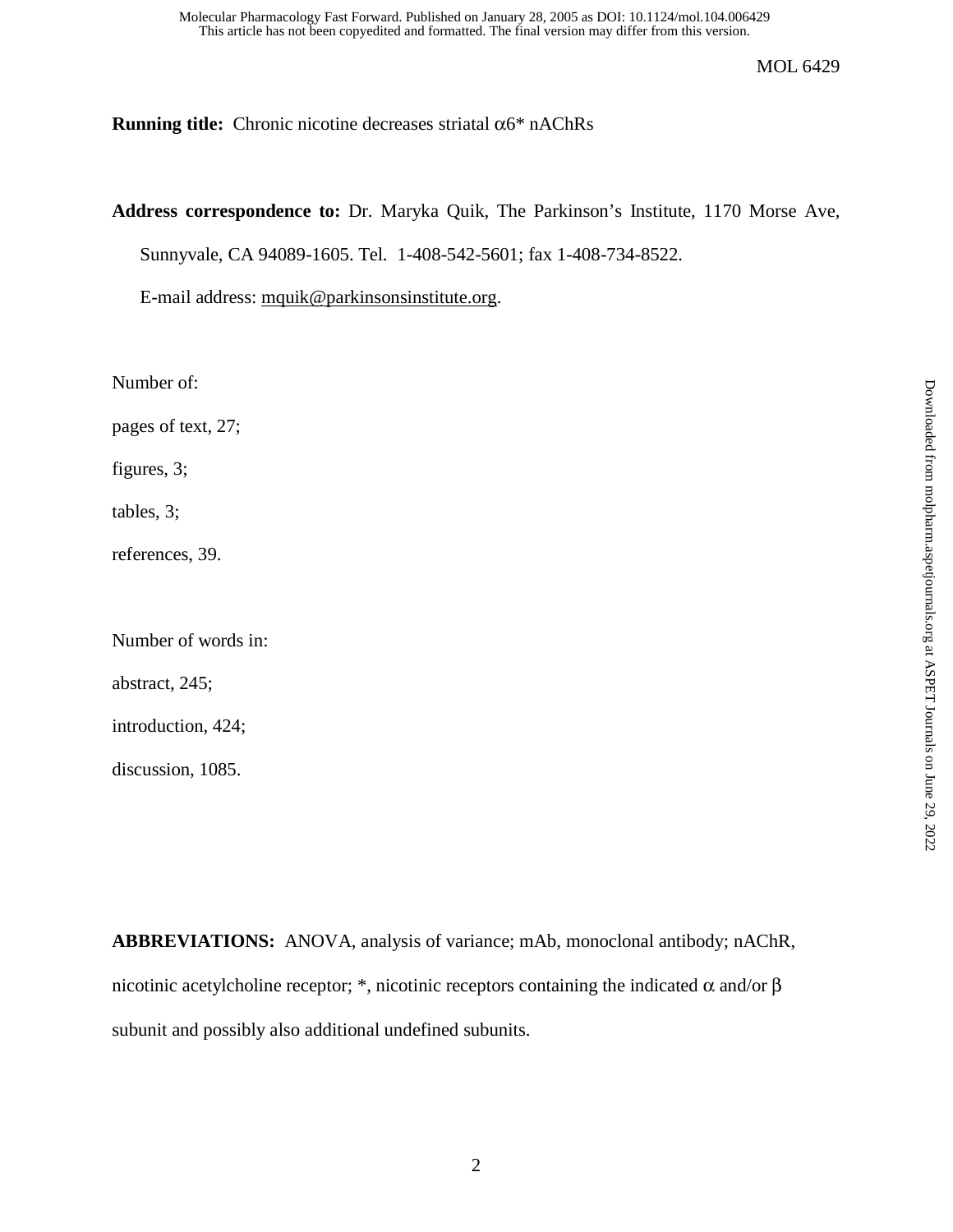**Running title:** Chronic nicotine decreases striatal α6* nAChRs

**Address correspondence to:** Dr. Maryka Quik, The Parkinson's Institute, 1170 Morse Ave, Sunnyvale, CA 94089-1605. Tel. 1-408-542-5601; fax 1-408-734-8522.
E-mail address: mquik@parkinsonsinstitute.org.

Number of:

pages of text, 27;

figures, 3;

tables, 3;

references, 39.

Number of words in:

abstract, 245;

introduction, 424;

discussion, 1085.

**ABBREVIATIONS:** ANOVA, analysis of variance; mAb, monoclonal antibody; nAChR, nicotinic acetylcholine receptor; *, nicotinic receptors containing the indicated α and/or β subunit and possibly also additional undefined subunits.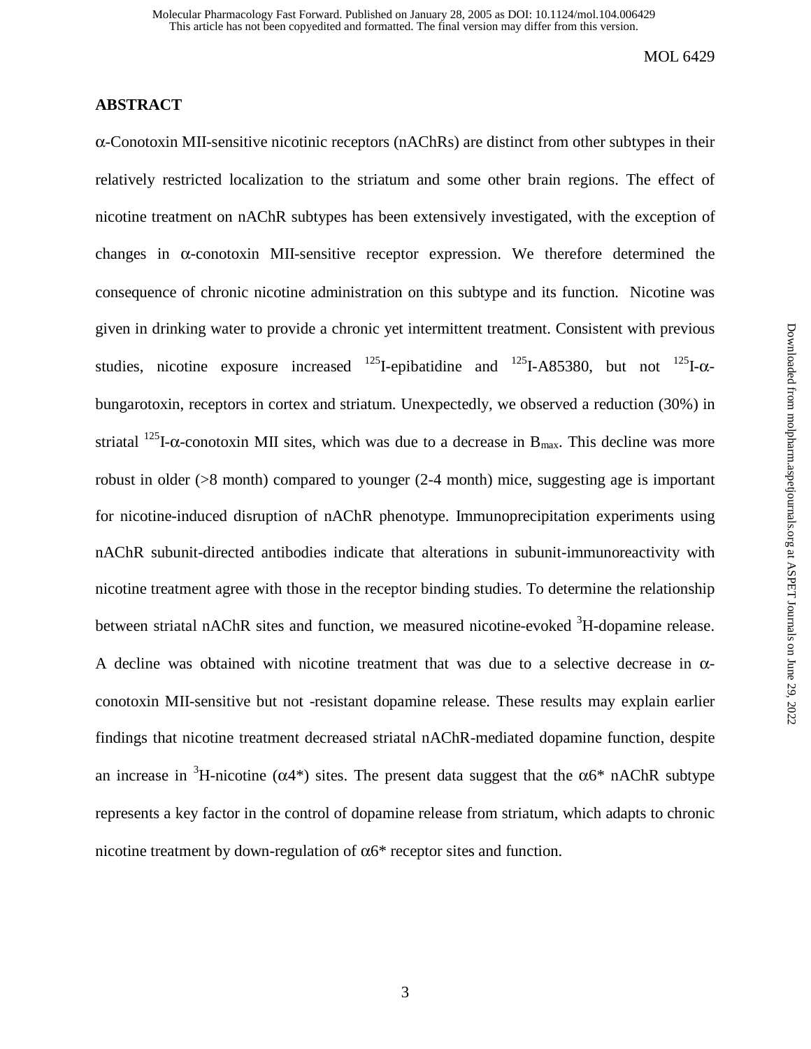## ABSTRACT

α-Conotoxin MII-sensitive nicotinic receptors (nAChRs) are distinct from other subtypes in their relatively restricted localization to the striatum and some other brain regions. The effect of nicotine treatment on nAChR subtypes has been extensively investigated, with the exception of changes in α-conotoxin MII-sensitive receptor expression. We therefore determined the consequence of chronic nicotine administration on this subtype and its function. Nicotine was given in drinking water to provide a chronic yet intermittent treatment. Consistent with previous studies, nicotine exposure increased $^{125}$I-epibatidine and $^{125}$I-A85380, but not $^{125}$I-α-bungarotoxin, receptors in cortex and striatum. Unexpectedly, we observed a reduction (30%) in striatal $^{125}$I-α-conotoxin MII sites, which was due to a decrease in $B_{max}$. This decline was more robust in older (>8 month) compared to younger (2-4 month) mice, suggesting age is important for nicotine-induced disruption of nAChR phenotype. Immunoprecipitation experiments using nAChR subunit-directed antibodies indicate that alterations in subunit-immunoreactivity with nicotine treatment agree with those in the receptor binding studies. To determine the relationship between striatal nAChR sites and function, we measured nicotine-evoked $^{3}$H-dopamine release. A decline was obtained with nicotine treatment that was due to a selective decrease in α-conotoxin MII-sensitive but not -resistant dopamine release. These results may explain earlier findings that nicotine treatment decreased striatal nAChR-mediated dopamine function, despite an increase in $^{3}$H-nicotine (α4*) sites. The present data suggest that the α6* nAChR subtype represents a key factor in the control of dopamine release from striatum, which adapts to chronic nicotine treatment by down-regulation of α6* receptor sites and function.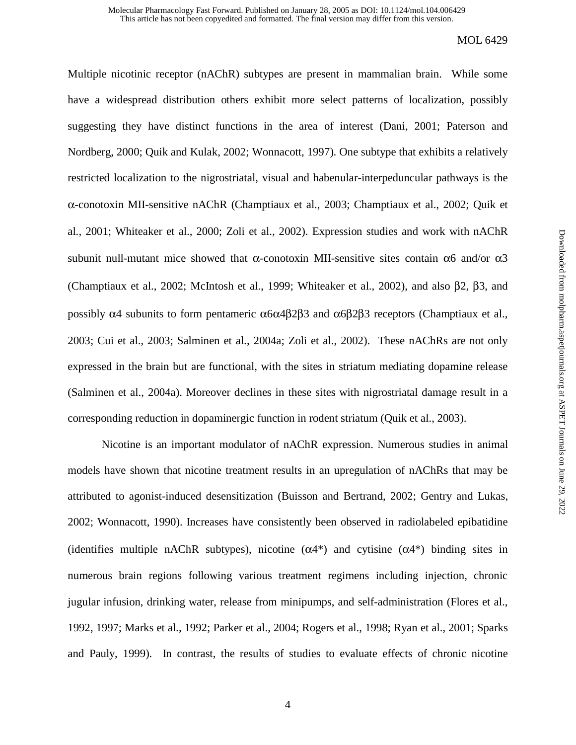Multiple nicotinic receptor (nAChR) subtypes are present in mammalian brain. While some have a widespread distribution others exhibit more select patterns of localization, possibly suggesting they have distinct functions in the area of interest (Dani, 2001; Paterson and Nordberg, 2000; Quik and Kulak, 2002; Wonnacott, 1997). One subtype that exhibits a relatively restricted localization to the nigrostriatal, visual and habenular-interpeduncular pathways is the α-conotoxin MII-sensitive nAChR (Champtiaux et al., 2003; Champtiaux et al., 2002; Quik et al., 2001; Whiteaker et al., 2000; Zoli et al., 2002). Expression studies and work with nAChR subunit null-mutant mice showed that α-conotoxin MII-sensitive sites contain α6 and/or α3 (Champtiaux et al., 2002; McIntosh et al., 1999; Whiteaker et al., 2002), and also β2, β3, and possibly α4 subunits to form pentameric α6α4β2β3 and α6β2β3 receptors (Champtiaux et al., 2003; Cui et al., 2003; Salminen et al., 2004a; Zoli et al., 2002). These nAChRs are not only expressed in the brain but are functional, with the sites in striatum mediating dopamine release (Salminen et al., 2004a). Moreover declines in these sites with nigrostriatal damage result in a corresponding reduction in dopaminergic function in rodent striatum (Quik et al., 2003).

Nicotine is an important modulator of nAChR expression. Numerous studies in animal models have shown that nicotine treatment results in an upregulation of nAChRs that may be attributed to agonist-induced desensitization (Buisson and Bertrand, 2002; Gentry and Lukas, 2002; Wonnacott, 1990). Increases have consistently been observed in radiolabeled epibatidine (identifies multiple nAChR subtypes), nicotine (α4*) and cytisine (α4*) binding sites in numerous brain regions following various treatment regimens including injection, chronic jugular infusion, drinking water, release from minipumps, and self-administration (Flores et al., 1992, 1997; Marks et al., 1992; Parker et al., 2004; Rogers et al., 1998; Ryan et al., 2001; Sparks and Pauly, 1999). In contrast, the results of studies to evaluate effects of chronic nicotine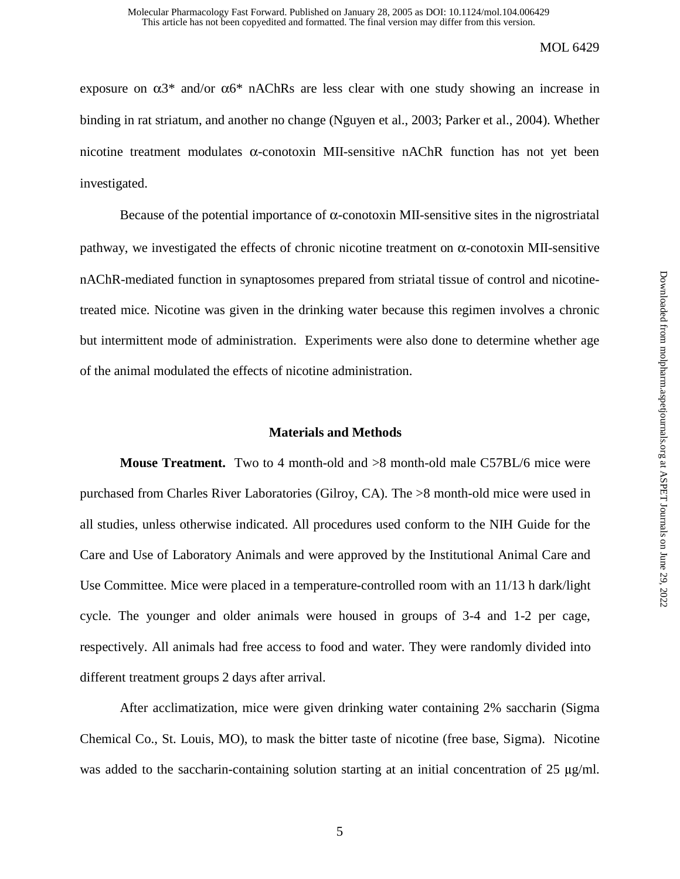exposure on α3* and/or α6* nAChRs are less clear with one study showing an increase in binding in rat striatum, and another no change (Nguyen et al., 2003; Parker et al., 2004). Whether nicotine treatment modulates α-conotoxin MII-sensitive nAChR function has not yet been investigated.

Because of the potential importance of α-conotoxin MII-sensitive sites in the nigrostriatal pathway, we investigated the effects of chronic nicotine treatment on α-conotoxin MII-sensitive nAChR-mediated function in synaptosomes prepared from striatal tissue of control and nicotine-treated mice. Nicotine was given in the drinking water because this regimen involves a chronic but intermittent mode of administration. Experiments were also done to determine whether age of the animal modulated the effects of nicotine administration.

## Materials and Methods

**Mouse Treatment.** Two to 4 month-old and >8 month-old male C57BL/6 mice were purchased from Charles River Laboratories (Gilroy, CA). The >8 month-old mice were used in all studies, unless otherwise indicated. All procedures used conform to the NIH Guide for the Care and Use of Laboratory Animals and were approved by the Institutional Animal Care and Use Committee. Mice were placed in a temperature-controlled room with an 11/13 h dark/light cycle. The younger and older animals were housed in groups of 3-4 and 1-2 per cage, respectively. All animals had free access to food and water. They were randomly divided into different treatment groups 2 days after arrival.

After acclimatization, mice were given drinking water containing 2% saccharin (Sigma Chemical Co., St. Louis, MO), to mask the bitter taste of nicotine (free base, Sigma). Nicotine was added to the saccharin-containing solution starting at an initial concentration of 25 μg/ml.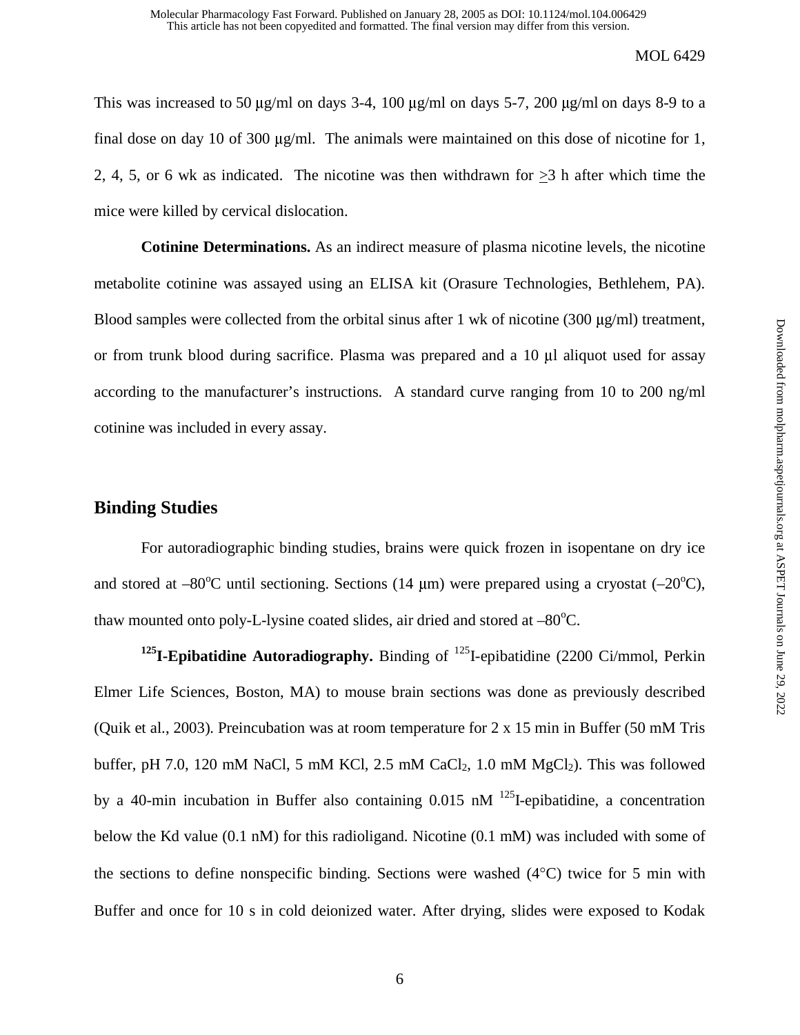This was increased to 50 μg/ml on days 3-4, 100 μg/ml on days 5-7, 200 μg/ml on days 8-9 to a final dose on day 10 of 300 μg/ml. The animals were maintained on this dose of nicotine for 1, 2, 4, 5, or 6 wk as indicated. The nicotine was then withdrawn for $\geq$3 h after which time the mice were killed by cervical dislocation.

**Cotinine Determinations.** As an indirect measure of plasma nicotine levels, the nicotine metabolite cotinine was assayed using an ELISA kit (Orasure Technologies, Bethlehem, PA). Blood samples were collected from the orbital sinus after 1 wk of nicotine (300 μg/ml) treatment, or from trunk blood during sacrifice. Plasma was prepared and a 10 μl aliquot used for assay according to the manufacturer's instructions. A standard curve ranging from 10 to 200 ng/ml cotinine was included in every assay.

## Binding Studies

For autoradiographic binding studies, brains were quick frozen in isopentane on dry ice and stored at –80°C until sectioning. Sections (14 μm) were prepared using a cryostat (–20°C), thaw mounted onto poly-L-lysine coated slides, air dried and stored at –80°C.

**$^{125}$I-Epibatidine Autoradiography.** Binding of $^{125}$I-epibatidine (2200 Ci/mmol, Perkin Elmer Life Sciences, Boston, MA) to mouse brain sections was done as previously described (Quik et al., 2003). Preincubation was at room temperature for 2 x 15 min in Buffer (50 mM Tris buffer, pH 7.0, 120 mM NaCl, 5 mM KCl, 2.5 mM $CaCl_2$, 1.0 mM $MgCl_2$). This was followed by a 40-min incubation in Buffer also containing 0.015 nM $^{125}$I-epibatidine, a concentration below the Kd value (0.1 nM) for this radioligand. Nicotine (0.1 mM) was included with some of the sections to define nonspecific binding. Sections were washed (4°C) twice for 5 min with Buffer and once for 10 s in cold deionized water. After drying, slides were exposed to Kodak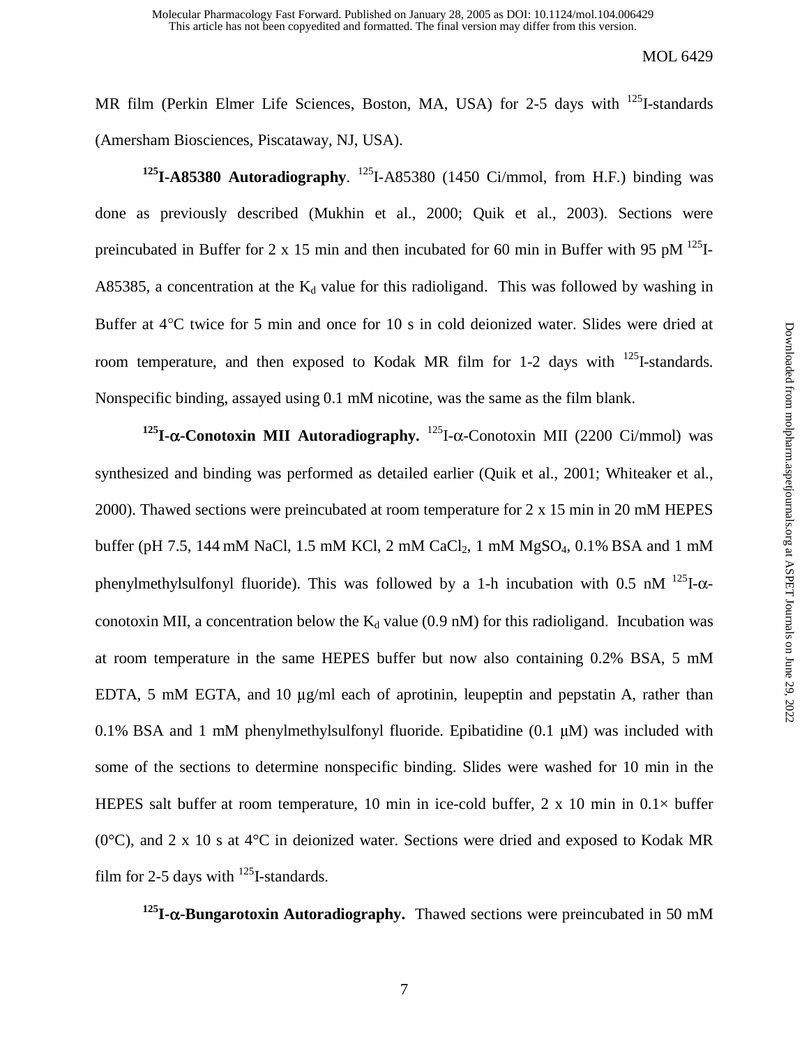MR film (Perkin Elmer Life Sciences, Boston, MA, USA) for 2-5 days with $^{125}$I-standards (Amersham Biosciences, Piscataway, NJ, USA).

**$^{125}$I-A85380 Autoradiography**. $^{125}$I-A85380 (1450 Ci/mmol, from H.F.) binding was done as previously described (Mukhin et al., 2000; Quik et al., 2003). Sections were preincubated in Buffer for 2 x 15 min and then incubated for 60 min in Buffer with 95 pM $^{125}$I-A85385, a concentration at the $K_d$ value for this radioligand. This was followed by washing in Buffer at 4°C twice for 5 min and once for 10 s in cold deionized water. Slides were dried at room temperature, and then exposed to Kodak MR film for 1-2 days with $^{125}$I-standards. Nonspecific binding, assayed using 0.1 mM nicotine, was the same as the film blank.

**$^{125}$I-α-Conotoxin MII Autoradiography.** $^{125}$I-α-Conotoxin MII (2200 Ci/mmol) was synthesized and binding was performed as detailed earlier (Quik et al., 2001; Whiteaker et al., 2000). Thawed sections were preincubated at room temperature for 2 x 15 min in 20 mM HEPES buffer (pH 7.5, 144 mM NaCl, 1.5 mM KCl, 2 mM $CaCl_2$, 1 mM $MgSO_4$, 0.1% BSA and 1 mM phenylmethylsulfonyl fluoride). This was followed by a 1-h incubation with 0.5 nM $^{125}$I-α-conotoxin MII, a concentration below the $K_d$ value (0.9 nM) for this radioligand. Incubation was at room temperature in the same HEPES buffer but now also containing 0.2% BSA, 5 mM EDTA, 5 mM EGTA, and 10 μg/ml each of aprotinin, leupeptin and pepstatin A, rather than 0.1% BSA and 1 mM phenylmethylsulfonyl fluoride. Epibatidine (0.1 μM) was included with some of the sections to determine nonspecific binding. Slides were washed for 10 min in the HEPES salt buffer at room temperature, 10 min in ice-cold buffer, 2 x 10 min in 0.1× buffer (0°C), and 2 x 10 s at 4°C in deionized water. Sections were dried and exposed to Kodak MR film for 2-5 days with $^{125}$I-standards.

**$^{125}$I-α-Bungarotoxin Autoradiography.** Thawed sections were preincubated in 50 mM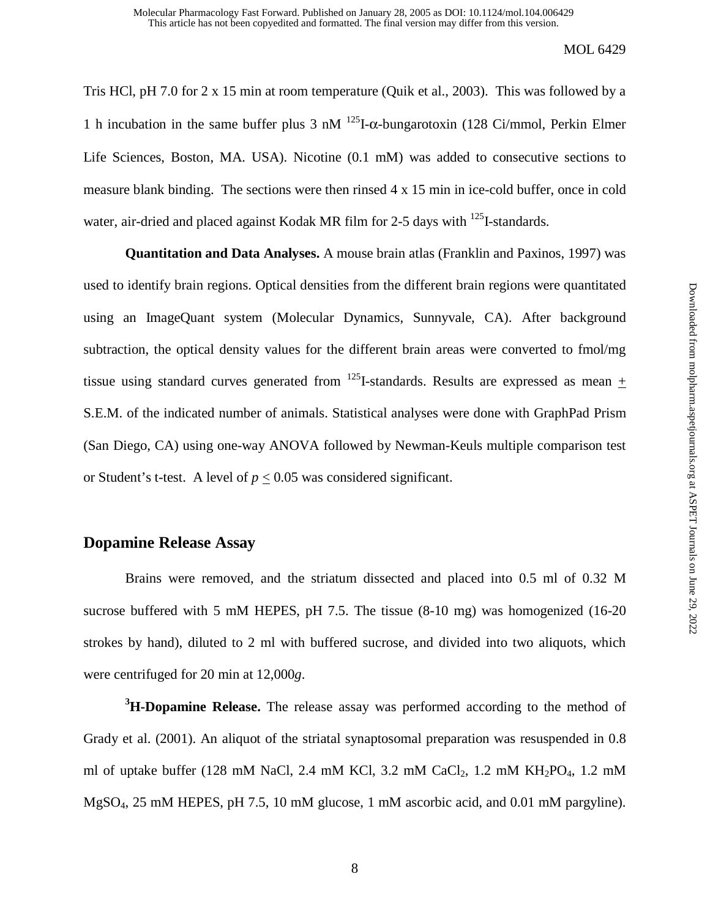Tris HCl, pH 7.0 for 2 x 15 min at room temperature (Quik et al., 2003). This was followed by a 1 h incubation in the same buffer plus 3 nM $^{125}$I-α-bungarotoxin (128 Ci/mmol, Perkin Elmer Life Sciences, Boston, MA. USA). Nicotine (0.1 mM) was added to consecutive sections to measure blank binding. The sections were then rinsed 4 x 15 min in ice-cold buffer, once in cold water, air-dried and placed against Kodak MR film for 2-5 days with $^{125}$I-standards.

**Quantitation and Data Analyses.** A mouse brain atlas (Franklin and Paxinos, 1997) was used to identify brain regions. Optical densities from the different brain regions were quantitated using an ImageQuant system (Molecular Dynamics, Sunnyvale, CA). After background subtraction, the optical density values for the different brain areas were converted to fmol/mg tissue using standard curves generated from $^{125}$I-standards. Results are expressed as mean $\pm$ S.E.M. of the indicated number of animals. Statistical analyses were done with GraphPad Prism (San Diego, CA) using one-way ANOVA followed by Newman-Keuls multiple comparison test or Student's t-test. A level of $p \leq 0.05$ was considered significant.

## Dopamine Release Assay

Brains were removed, and the striatum dissected and placed into 0.5 ml of 0.32 M sucrose buffered with 5 mM HEPES, pH 7.5. The tissue (8-10 mg) was homogenized (16-20 strokes by hand), diluted to 2 ml with buffered sucrose, and divided into two aliquots, which were centrifuged for 20 min at 12,000*g*.

**$^{3}$H-Dopamine Release.** The release assay was performed according to the method of Grady et al. (2001). An aliquot of the striatal synaptosomal preparation was resuspended in 0.8 ml of uptake buffer (128 mM NaCl, 2.4 mM KCl, 3.2 mM $CaCl_2$, 1.2 mM $KH_2PO_4$, 1.2 mM $MgSO_4$, 25 mM HEPES, pH 7.5, 10 mM glucose, 1 mM ascorbic acid, and 0.01 mM pargyline).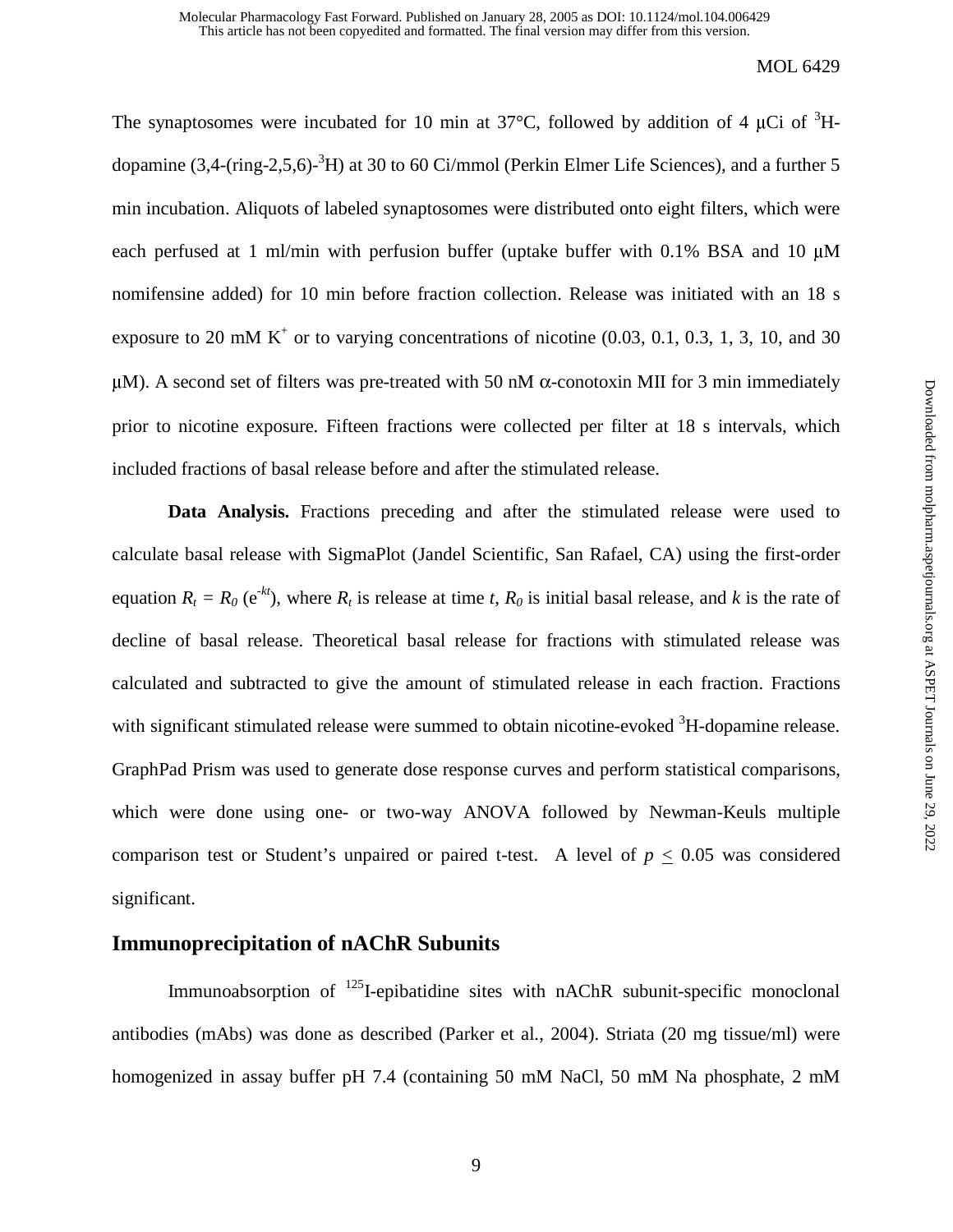The synaptosomes were incubated for 10 min at 37°C, followed by addition of 4 μCi of $^{3}$H-dopamine (3,4-(ring-2,5,6)-$^{3}$H) at 30 to 60 Ci/mmol (Perkin Elmer Life Sciences), and a further 5 min incubation. Aliquots of labeled synaptosomes were distributed onto eight filters, which were each perfused at 1 ml/min with perfusion buffer (uptake buffer with 0.1% BSA and 10 μM nomifensine added) for 10 min before fraction collection. Release was initiated with an 18 s exposure to 20 mM $K^+$ or to varying concentrations of nicotine (0.03, 0.1, 0.3, 1, 3, 10, and 30 μM). A second set of filters was pre-treated with 50 nM α-conotoxin MII for 3 min immediately prior to nicotine exposure. Fifteen fractions were collected per filter at 18 s intervals, which included fractions of basal release before and after the stimulated release.

**Data Analysis.** Fractions preceding and after the stimulated release were used to calculate basal release with SigmaPlot (Jandel Scientific, San Rafael, CA) using the first-order equation $R_t = R_0 (e^{-kt})$, where $R_t$ is release at time $t$, $R_0$ is initial basal release, and $k$ is the rate of decline of basal release. Theoretical basal release for fractions with stimulated release was calculated and subtracted to give the amount of stimulated release in each fraction. Fractions with significant stimulated release were summed to obtain nicotine-evoked $^{3}$H-dopamine release. GraphPad Prism was used to generate dose response curves and perform statistical comparisons, which were done using one- or two-way ANOVA followed by Newman-Keuls multiple comparison test or Student's unpaired or paired t-test. A level of $p \leq 0.05$ was considered significant.

## Immunoprecipitation of nAChR Subunits

Immunoabsorption of $^{125}$I-epibatidine sites with nAChR subunit-specific monoclonal antibodies (mAbs) was done as described (Parker et al., 2004). Striata (20 mg tissue/ml) were homogenized in assay buffer pH 7.4 (containing 50 mM NaCl, 50 mM Na phosphate, 2 mM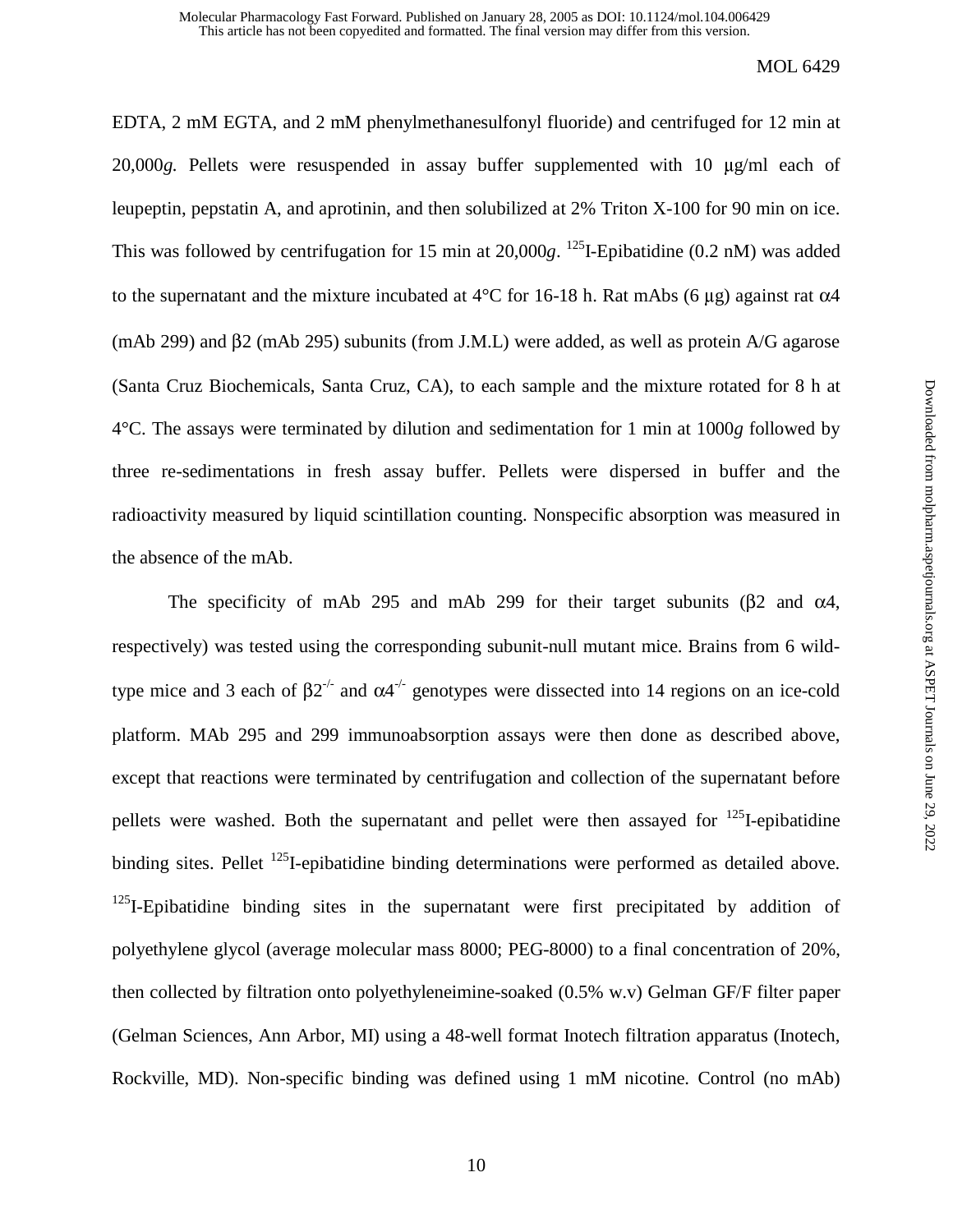EDTA, 2 mM EGTA, and 2 mM phenylmethanesulfonyl fluoride) and centrifuged for 12 min at 20,000*g.* Pellets were resuspended in assay buffer supplemented with 10 μg/ml each of leupeptin, pepstatin A, and aprotinin, and then solubilized at 2% Triton X-100 for 90 min on ice. This was followed by centrifugation for 15 min at 20,000*g*. $^{125}$I-Epibatidine (0.2 nM) was added to the supernatant and the mixture incubated at 4°C for 16-18 h. Rat mAbs (6 μg) against rat α4 (mAb 299) and β2 (mAb 295) subunits (from J.M.L) were added, as well as protein A/G agarose (Santa Cruz Biochemicals, Santa Cruz, CA), to each sample and the mixture rotated for 8 h at 4°C. The assays were terminated by dilution and sedimentation for 1 min at 1000*g* followed by three re-sedimentations in fresh assay buffer. Pellets were dispersed in buffer and the radioactivity measured by liquid scintillation counting. Nonspecific absorption was measured in the absence of the mAb.

The specificity of mAb 295 and mAb 299 for their target subunits (β2 and α4, respectively) was tested using the corresponding subunit-null mutant mice. Brains from 6 wild-type mice and 3 each of $\beta2^{-/-}$ and $\alpha4^{-/-}$ genotypes were dissected into 14 regions on an ice-cold platform. MAb 295 and 299 immunoabsorption assays were then done as described above, except that reactions were terminated by centrifugation and collection of the supernatant before pellets were washed. Both the supernatant and pellet were then assayed for $^{125}$I-epibatidine binding sites. Pellet $^{125}$I-epibatidine binding determinations were performed as detailed above. $^{125}$I-Epibatidine binding sites in the supernatant were first precipitated by addition of polyethylene glycol (average molecular mass 8000; PEG-8000) to a final concentration of 20%, then collected by filtration onto polyethyleneimine-soaked (0.5% w.v) Gelman GF/F filter paper (Gelman Sciences, Ann Arbor, MI) using a 48-well format Inotech filtration apparatus (Inotech, Rockville, MD). Non-specific binding was defined using 1 mM nicotine. Control (no mAb)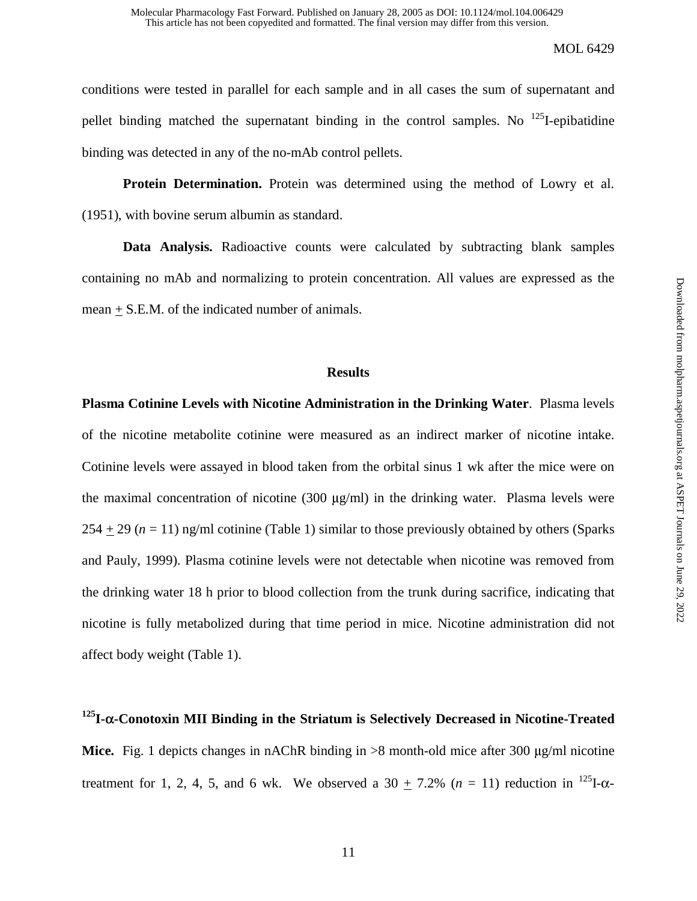conditions were tested in parallel for each sample and in all cases the sum of supernatant and pellet binding matched the supernatant binding in the control samples. No $^{125}$I-epibatidine binding was detected in any of the no-mAb control pellets.

**Protein Determination.** Protein was determined using the method of Lowry et al. (1951), with bovine serum albumin as standard.

**Data Analysis.** Radioactive counts were calculated by subtracting blank samples containing no mAb and normalizing to protein concentration. All values are expressed as the mean $\pm$ S.E.M. of the indicated number of animals.

## Results

**Plasma Cotinine Levels with Nicotine Administration in the Drinking Water**. Plasma levels of the nicotine metabolite cotinine were measured as an indirect marker of nicotine intake. Cotinine levels were assayed in blood taken from the orbital sinus 1 wk after the mice were on the maximal concentration of nicotine (300 μg/ml) in the drinking water. Plasma levels were 254 $\pm$ 29 ($n$ = 11) ng/ml cotinine (Table 1) similar to those previously obtained by others (Sparks and Pauly, 1999). Plasma cotinine levels were not detectable when nicotine was removed from the drinking water 18 h prior to blood collection from the trunk during sacrifice, indicating that nicotine is fully metabolized during that time period in mice. Nicotine administration did not affect body weight (Table 1).

**$^{125}$I-α-Conotoxin MII Binding in the Striatum is Selectively Decreased in Nicotine-Treated Mice.** Fig. 1 depicts changes in nAChR binding in >8 month-old mice after 300 μg/ml nicotine treatment for 1, 2, 4, 5, and 6 wk. We observed a 30 $\pm$ 7.2% ($n$ = 11) reduction in $^{125}$I-α-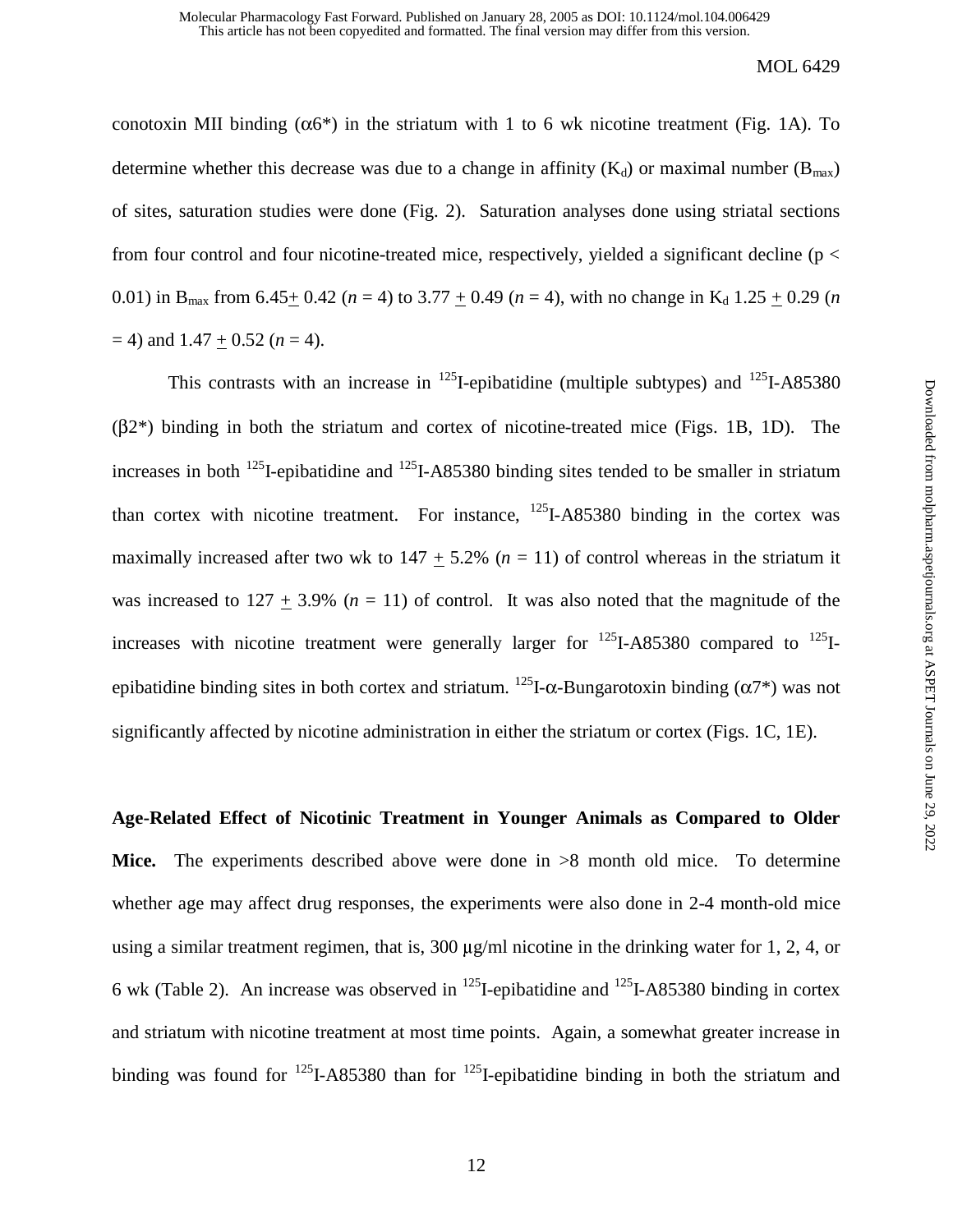conotoxin MII binding (α6*) in the striatum with 1 to 6 wk nicotine treatment (Fig. 1A). To determine whether this decrease was due to a change in affinity ($K_d$) or maximal number ($B_{max}$) of sites, saturation studies were done (Fig. 2). Saturation analyses done using striatal sections from four control and four nicotine-treated mice, respectively, yielded a significant decline ($p < 0.01$) in $B_{max}$ from 6.45± 0.42 (*n* = 4) to 3.77 ± 0.49 (*n* = 4), with no change in $K_d$ 1.25 ± 0.29 (*n* = 4) and 1.47 ± 0.52 (*n* = 4).

This contrasts with an increase in $^{125}$I-epibatidine (multiple subtypes) and $^{125}$I-A85380 (β2*) binding in both the striatum and cortex of nicotine-treated mice (Figs. 1B, 1D). The increases in both $^{125}$I-epibatidine and $^{125}$I-A85380 binding sites tended to be smaller in striatum than cortex with nicotine treatment. For instance, $^{125}$I-A85380 binding in the cortex was maximally increased after two wk to 147 ± 5.2% (*n* = 11) of control whereas in the striatum it was increased to 127 ± 3.9% (*n* = 11) of control. It was also noted that the magnitude of the increases with nicotine treatment were generally larger for $^{125}$I-A85380 compared to $^{125}$I-epibatidine binding sites in both cortex and striatum. $^{125}$I-α-Bungarotoxin binding (α7*) was not significantly affected by nicotine administration in either the striatum or cortex (Figs. 1C, 1E).

**Age-Related Effect of Nicotinic Treatment in Younger Animals as Compared to Older Mice.** The experiments described above were done in >8 month old mice. To determine whether age may affect drug responses, the experiments were also done in 2-4 month-old mice using a similar treatment regimen, that is, 300 μg/ml nicotine in the drinking water for 1, 2, 4, or 6 wk (Table 2). An increase was observed in $^{125}$I-epibatidine and $^{125}$I-A85380 binding in cortex and striatum with nicotine treatment at most time points. Again, a somewhat greater increase in binding was found for $^{125}$I-A85380 than for $^{125}$I-epibatidine binding in both the striatum and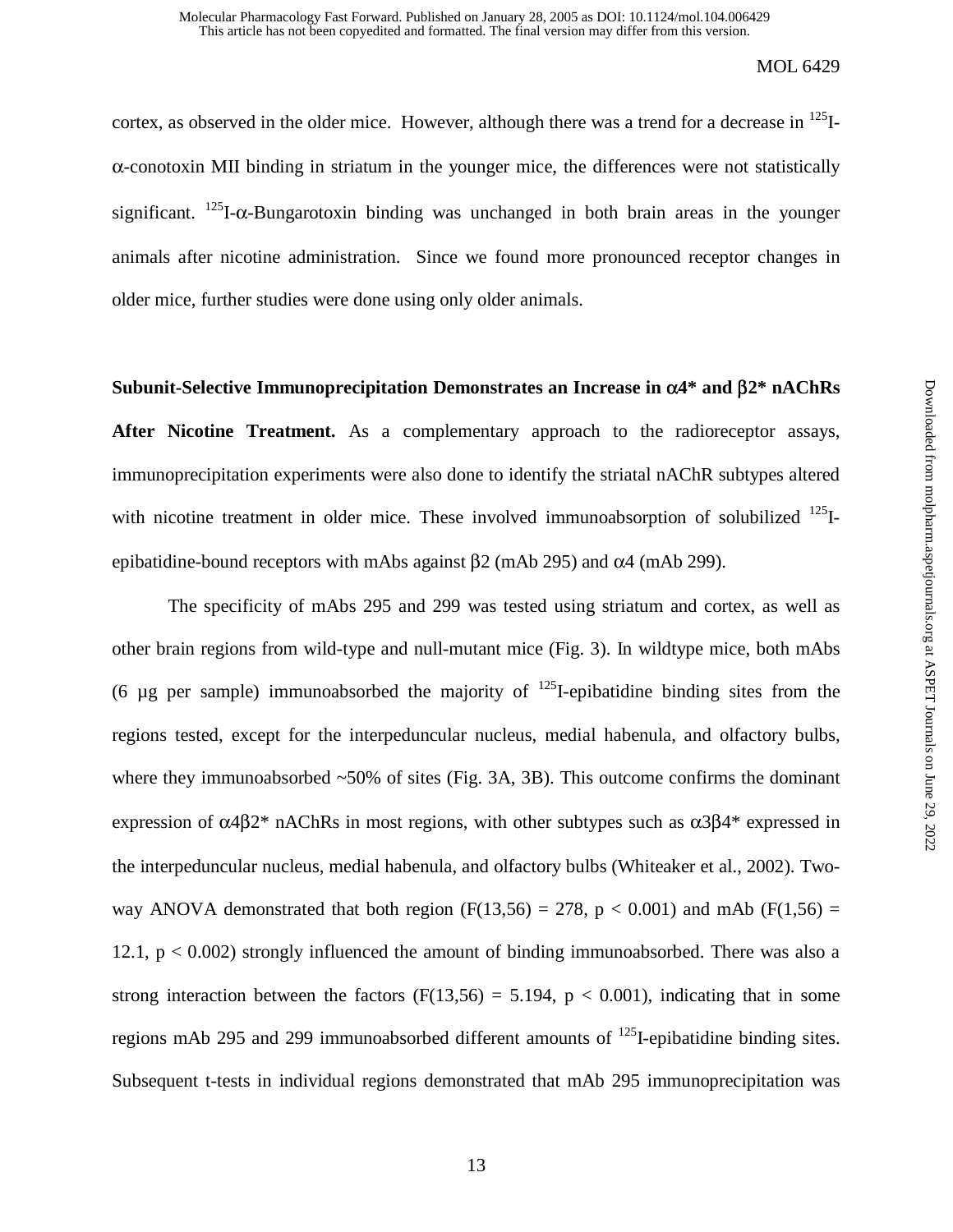cortex, as observed in the older mice. However, although there was a trend for a decrease in $^{125}$I-α-conotoxin MII binding in striatum in the younger mice, the differences were not statistically significant. $^{125}$I-α-Bungarotoxin binding was unchanged in both brain areas in the younger animals after nicotine administration. Since we found more pronounced receptor changes in older mice, further studies were done using only older animals.

**Subunit-Selective Immunoprecipitation Demonstrates an Increase in α4* and β2* nAChRs After Nicotine Treatment.** As a complementary approach to the radioreceptor assays, immunoprecipitation experiments were also done to identify the striatal nAChR subtypes altered with nicotine treatment in older mice. These involved immunoabsorption of solubilized $^{125}$I-epibatidine-bound receptors with mAbs against β2 (mAb 295) and α4 (mAb 299).

The specificity of mAbs 295 and 299 was tested using striatum and cortex, as well as other brain regions from wild-type and null-mutant mice (Fig. 3). In wildtype mice, both mAbs (6 µg per sample) immunoabsorbed the majority of $^{125}$I-epibatidine binding sites from the regions tested, except for the interpeduncular nucleus, medial habenula, and olfactory bulbs, where they immunoabsorbed ~50% of sites (Fig. 3A, 3B). This outcome confirms the dominant expression of α4β2* nAChRs in most regions, with other subtypes such as α3β4* expressed in the interpeduncular nucleus, medial habenula, and olfactory bulbs (Whiteaker et al., 2002). Two-way ANOVA demonstrated that both region ($F(13,56) = 278$, $p < 0.001$) and mAb ($F(1,56) = 12.1$, $p < 0.002$) strongly influenced the amount of binding immunoabsorbed. There was also a strong interaction between the factors ($F(13,56) = 5.194$, $p < 0.001$), indicating that in some regions mAb 295 and 299 immunoabsorbed different amounts of $^{125}$I-epibatidine binding sites. Subsequent t-tests in individual regions demonstrated that mAb 295 immunoprecipitation was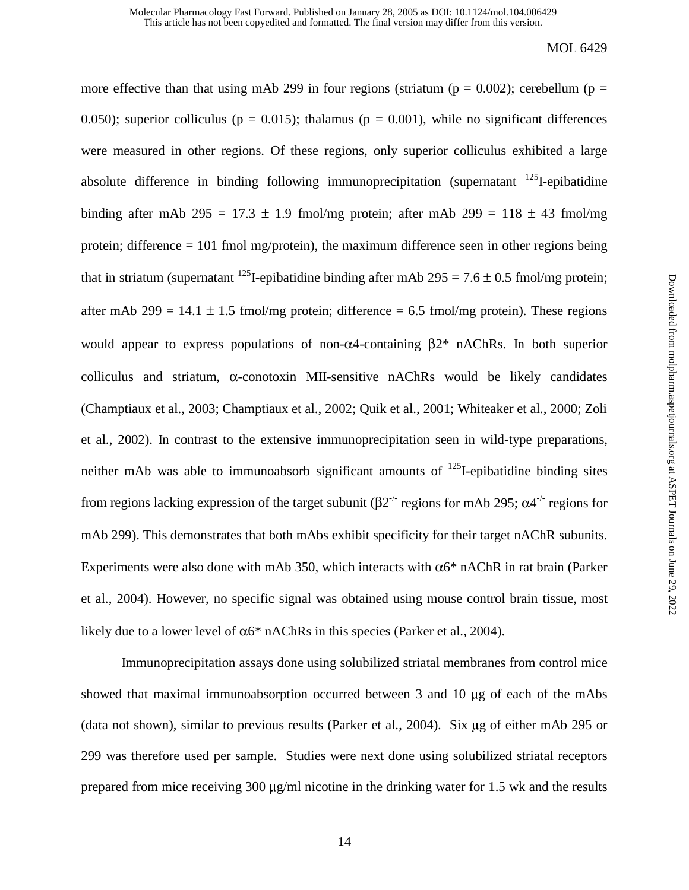more effective than that using mAb 299 in four regions (striatum ($p = 0.002$); cerebellum ($p = 0.050$); superior colliculus ($p = 0.015$); thalamus ($p = 0.001$), while no significant differences were measured in other regions. Of these regions, only superior colliculus exhibited a large absolute difference in binding following immunoprecipitation (supernatant $^{125}$I-epibatidine binding after mAb 295 = 17.3 ± 1.9 fmol/mg protein; after mAb 299 = 118 ± 43 fmol/mg protein; difference = 101 fmol mg/protein), the maximum difference seen in other regions being that in striatum (supernatant $^{125}$I-epibatidine binding after mAb 295 = 7.6 ± 0.5 fmol/mg protein; after mAb 299 = 14.1 ± 1.5 fmol/mg protein; difference = 6.5 fmol/mg protein). These regions would appear to express populations of non-α4-containing β2* nAChRs. In both superior colliculus and striatum, α-conotoxin MII-sensitive nAChRs would be likely candidates (Champtiaux et al., 2003; Champtiaux et al., 2002; Quik et al., 2001; Whiteaker et al., 2000; Zoli et al., 2002). In contrast to the extensive immunoprecipitation seen in wild-type preparations, neither mAb was able to immunoabsorb significant amounts of $^{125}$I-epibatidine binding sites from regions lacking expression of the target subunit ($\beta2^{-/-}$ regions for mAb 295; $\alpha4^{-/-}$ regions for mAb 299). This demonstrates that both mAbs exhibit specificity for their target nAChR subunits. Experiments were also done with mAb 350, which interacts with α6* nAChR in rat brain (Parker et al., 2004). However, no specific signal was obtained using mouse control brain tissue, most likely due to a lower level of α6* nAChRs in this species (Parker et al., 2004).

Immunoprecipitation assays done using solubilized striatal membranes from control mice showed that maximal immunoabsorption occurred between 3 and 10 μg of each of the mAbs (data not shown), similar to previous results (Parker et al., 2004). Six μg of either mAb 295 or 299 was therefore used per sample. Studies were next done using solubilized striatal receptors prepared from mice receiving 300 μg/ml nicotine in the drinking water for 1.5 wk and the results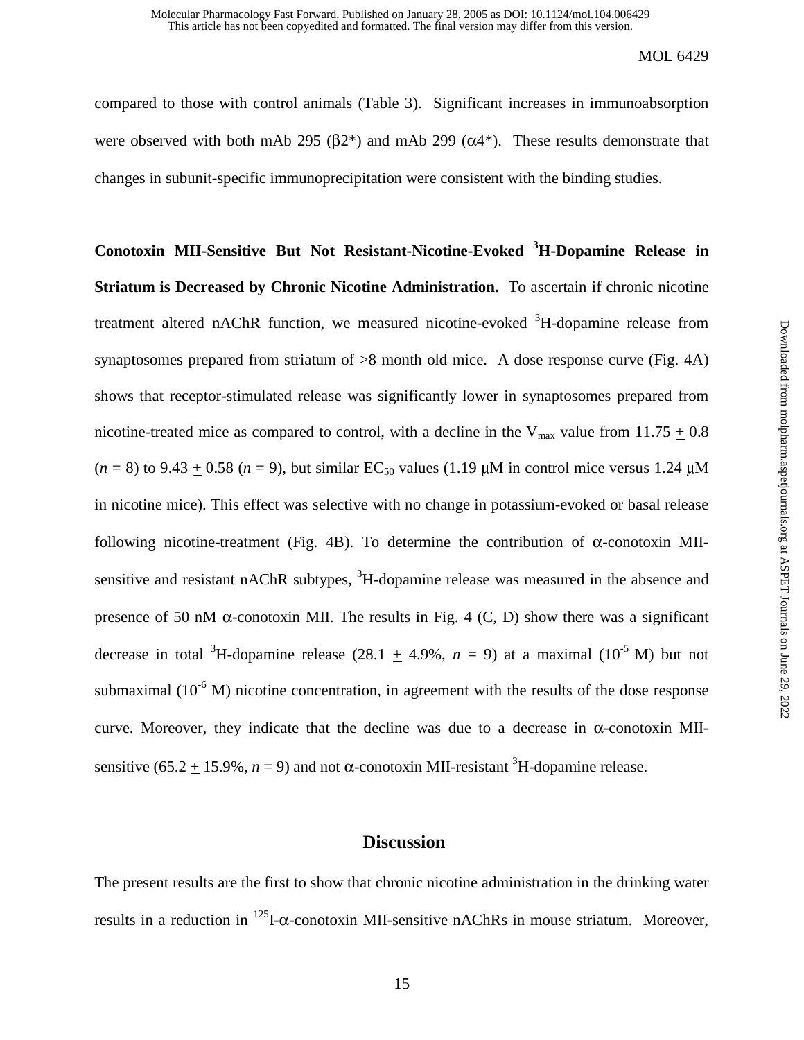compared to those with control animals (Table 3). Significant increases in immunoabsorption were observed with both mAb 295 (β2*) and mAb 299 (α4*). These results demonstrate that changes in subunit-specific immunoprecipitation were consistent with the binding studies.

**Conotoxin MII-Sensitive But Not Resistant-Nicotine-Evoked $^{3}$H-Dopamine Release in Striatum is Decreased by Chronic Nicotine Administration.** To ascertain if chronic nicotine treatment altered nAChR function, we measured nicotine-evoked $^{3}$H-dopamine release from synaptosomes prepared from striatum of >8 month old mice. A dose response curve (Fig. 4A) shows that receptor-stimulated release was significantly lower in synaptosomes prepared from nicotine-treated mice as compared to control, with a decline in the $V_{max}$ value from 11.75 $\pm$ 0.8 ($n$ = 8) to 9.43 $\pm$ 0.58 ($n$ = 9), but similar $EC_{50}$ values (1.19 μM in control mice versus 1.24 μM in nicotine mice). This effect was selective with no change in potassium-evoked or basal release following nicotine-treatment (Fig. 4B). To determine the contribution of α-conotoxin MII-sensitive and resistant nAChR subtypes, $^{3}$H-dopamine release was measured in the absence and presence of 50 nM α-conotoxin MII. The results in Fig. 4 (C, D) show there was a significant decrease in total $^{3}$H-dopamine release (28.1 $\pm$ 4.9%, $n$ = 9) at a maximal ($10^{-5}$ M) but not submaximal ($10^{-6}$ M) nicotine concentration, in agreement with the results of the dose response curve. Moreover, they indicate that the decline was due to a decrease in α-conotoxin MII-sensitive (65.2 $\pm$ 15.9%, $n$ = 9) and not α-conotoxin MII-resistant $^{3}$H-dopamine release.

## Discussion

The present results are the first to show that chronic nicotine administration in the drinking water results in a reduction in $^{125}$I-α-conotoxin MII-sensitive nAChRs in mouse striatum. Moreover,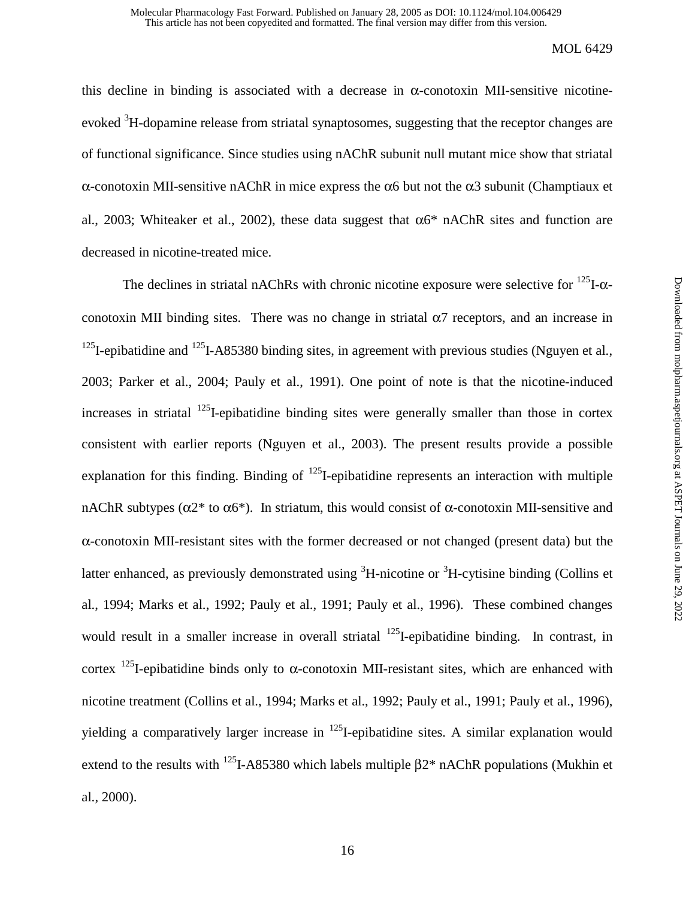this decline in binding is associated with a decrease in α-conotoxin MII-sensitive nicotine-evoked $^{3}$H-dopamine release from striatal synaptosomes, suggesting that the receptor changes are of functional significance. Since studies using nAChR subunit null mutant mice show that striatal α-conotoxin MII-sensitive nAChR in mice express the α6 but not the α3 subunit (Champtiaux et al., 2003; Whiteaker et al., 2002), these data suggest that α6* nAChR sites and function are decreased in nicotine-treated mice.

The declines in striatal nAChRs with chronic nicotine exposure were selective for $^{125}$I-α-conotoxin MII binding sites. There was no change in striatal α7 receptors, and an increase in $^{125}$I-epibatidine and $^{125}$I-A85380 binding sites, in agreement with previous studies (Nguyen et al., 2003; Parker et al., 2004; Pauly et al., 1991). One point of note is that the nicotine-induced increases in striatal $^{125}$I-epibatidine binding sites were generally smaller than those in cortex consistent with earlier reports (Nguyen et al., 2003). The present results provide a possible explanation for this finding. Binding of $^{125}$I-epibatidine represents an interaction with multiple nAChR subtypes (α2* to α6*). In striatum, this would consist of α-conotoxin MII-sensitive and α-conotoxin MII-resistant sites with the former decreased or not changed (present data) but the latter enhanced, as previously demonstrated using $^{3}$H-nicotine or $^{3}$H-cytisine binding (Collins et al., 1994; Marks et al., 1992; Pauly et al., 1991; Pauly et al., 1996). These combined changes would result in a smaller increase in overall striatal $^{125}$I-epibatidine binding. In contrast, in cortex $^{125}$I-epibatidine binds only to α-conotoxin MII-resistant sites, which are enhanced with nicotine treatment (Collins et al., 1994; Marks et al., 1992; Pauly et al., 1991; Pauly et al., 1996), yielding a comparatively larger increase in $^{125}$I-epibatidine sites. A similar explanation would extend to the results with $^{125}$I-A85380 which labels multiple β2* nAChR populations (Mukhin et al., 2000).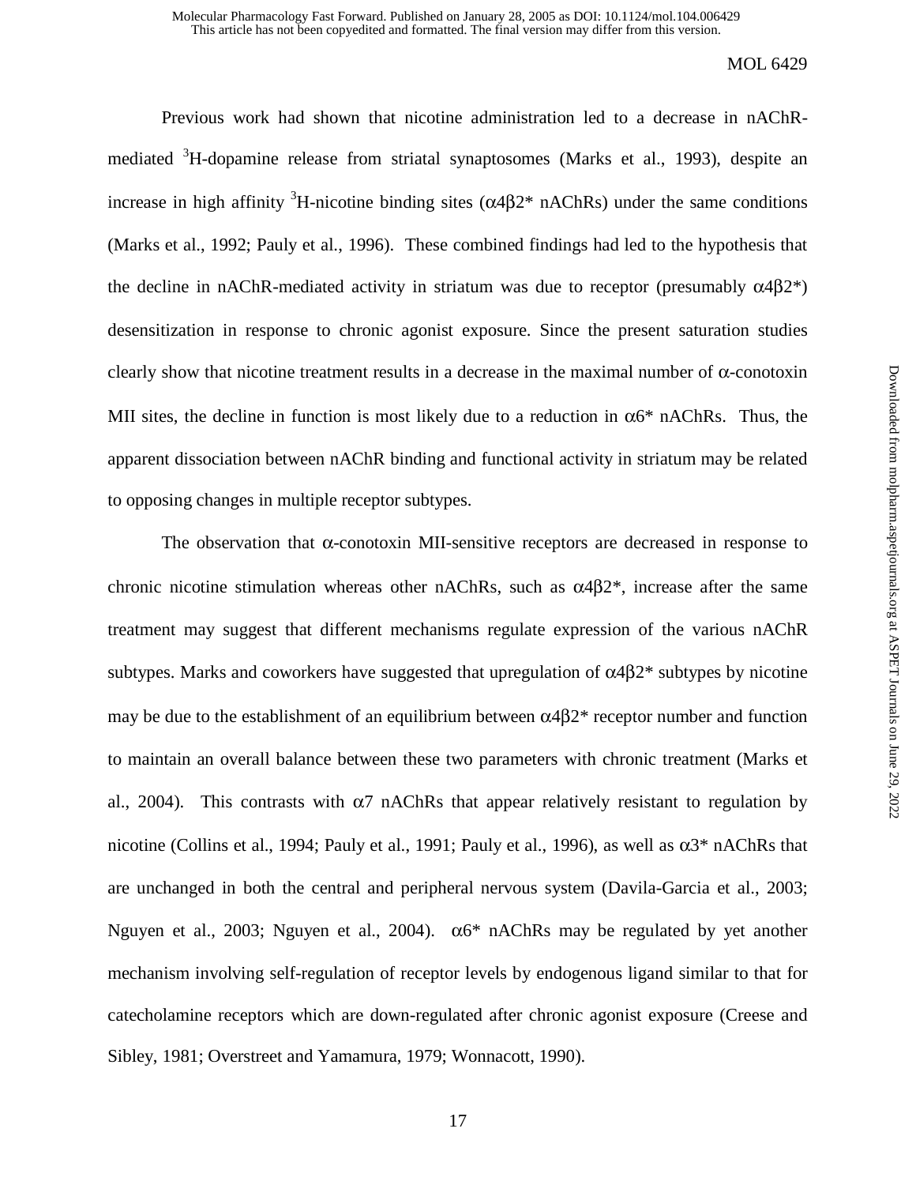Previous work had shown that nicotine administration led to a decrease in nAChR-mediated $^{3}$H-dopamine release from striatal synaptosomes (Marks et al., 1993), despite an increase in high affinity $^{3}$H-nicotine binding sites (α4β2* nAChRs) under the same conditions (Marks et al., 1992; Pauly et al., 1996). These combined findings had led to the hypothesis that the decline in nAChR-mediated activity in striatum was due to receptor (presumably α4β2*) desensitization in response to chronic agonist exposure. Since the present saturation studies clearly show that nicotine treatment results in a decrease in the maximal number of α-conotoxin MII sites, the decline in function is most likely due to a reduction in α6* nAChRs. Thus, the apparent dissociation between nAChR binding and functional activity in striatum may be related to opposing changes in multiple receptor subtypes.

The observation that α-conotoxin MII-sensitive receptors are decreased in response to chronic nicotine stimulation whereas other nAChRs, such as α4β2*, increase after the same treatment may suggest that different mechanisms regulate expression of the various nAChR subtypes. Marks and coworkers have suggested that upregulation of α4β2* subtypes by nicotine may be due to the establishment of an equilibrium between α4β2* receptor number and function to maintain an overall balance between these two parameters with chronic treatment (Marks et al., 2004). This contrasts with α7 nAChRs that appear relatively resistant to regulation by nicotine (Collins et al., 1994; Pauly et al., 1991; Pauly et al., 1996), as well as α3* nAChRs that are unchanged in both the central and peripheral nervous system (Davila-Garcia et al., 2003; Nguyen et al., 2003; Nguyen et al., 2004). α6* nAChRs may be regulated by yet another mechanism involving self-regulation of receptor levels by endogenous ligand similar to that for catecholamine receptors which are down-regulated after chronic agonist exposure (Creese and Sibley, 1981; Overstreet and Yamamura, 1979; Wonnacott, 1990).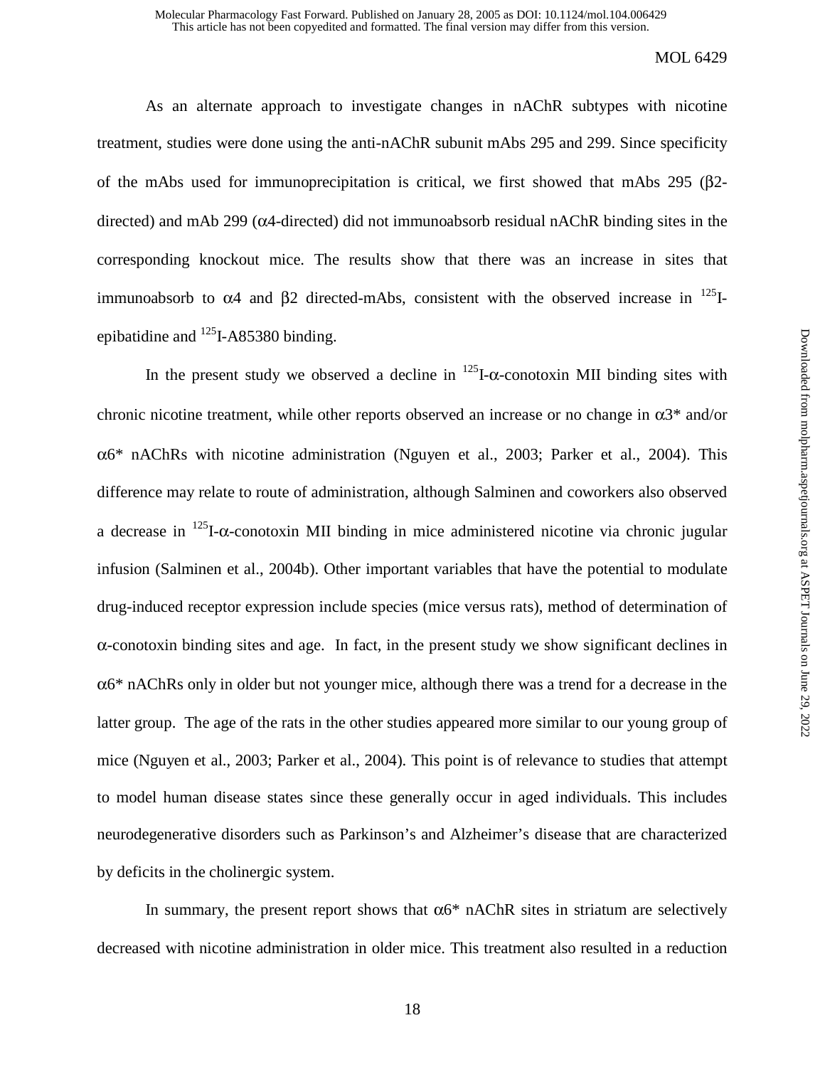As an alternate approach to investigate changes in nAChR subtypes with nicotine treatment, studies were done using the anti-nAChR subunit mAbs 295 and 299. Since specificity of the mAbs used for immunoprecipitation is critical, we first showed that mAbs 295 (β2-directed) and mAb 299 (α4-directed) did not immunoabsorb residual nAChR binding sites in the corresponding knockout mice. The results show that there was an increase in sites that immunoabsorb to α4 and β2 directed-mAbs, consistent with the observed increase in $^{125}$I-epibatidine and $^{125}$I-A85380 binding.

In the present study we observed a decline in $^{125}$I-α-conotoxin MII binding sites with chronic nicotine treatment, while other reports observed an increase or no change in α3* and/or α6* nAChRs with nicotine administration (Nguyen et al., 2003; Parker et al., 2004). This difference may relate to route of administration, although Salminen and coworkers also observed a decrease in $^{125}$I-α-conotoxin MII binding in mice administered nicotine via chronic jugular infusion (Salminen et al., 2004b). Other important variables that have the potential to modulate drug-induced receptor expression include species (mice versus rats), method of determination of α-conotoxin binding sites and age. In fact, in the present study we show significant declines in α6* nAChRs only in older but not younger mice, although there was a trend for a decrease in the latter group. The age of the rats in the other studies appeared more similar to our young group of mice (Nguyen et al., 2003; Parker et al., 2004). This point is of relevance to studies that attempt to model human disease states since these generally occur in aged individuals. This includes neurodegenerative disorders such as Parkinson's and Alzheimer's disease that are characterized by deficits in the cholinergic system.

In summary, the present report shows that α6* nAChR sites in striatum are selectively decreased with nicotine administration in older mice. This treatment also resulted in a reduction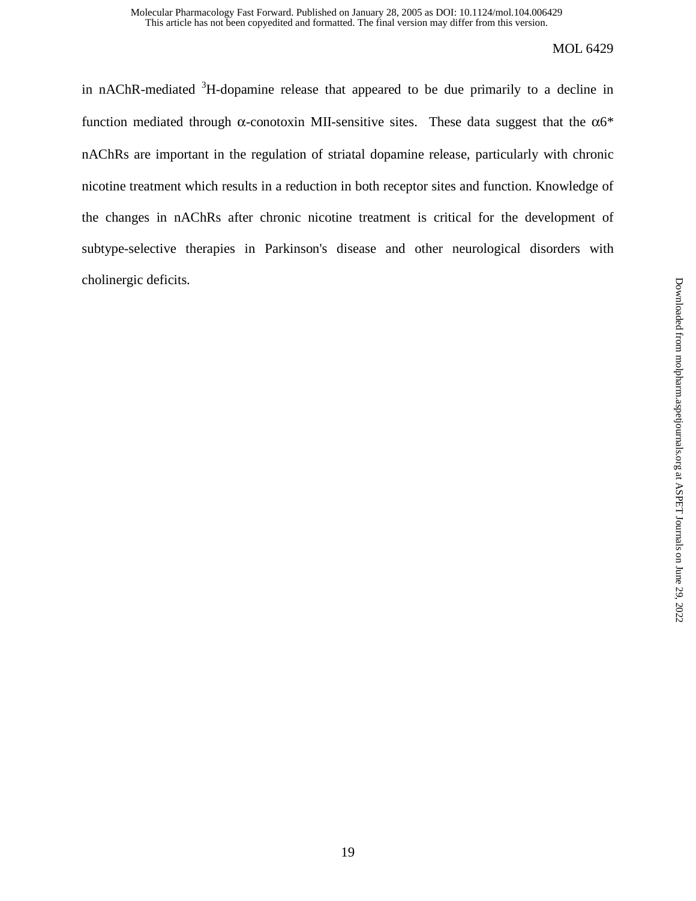in nAChR-mediated $^{3}$H-dopamine release that appeared to be due primarily to a decline in function mediated through α-conotoxin MII-sensitive sites. These data suggest that the α6* nAChRs are important in the regulation of striatal dopamine release, particularly with chronic nicotine treatment which results in a reduction in both receptor sites and function. Knowledge of the changes in nAChRs after chronic nicotine treatment is critical for the development of subtype-selective therapies in Parkinson's disease and other neurological disorders with cholinergic deficits.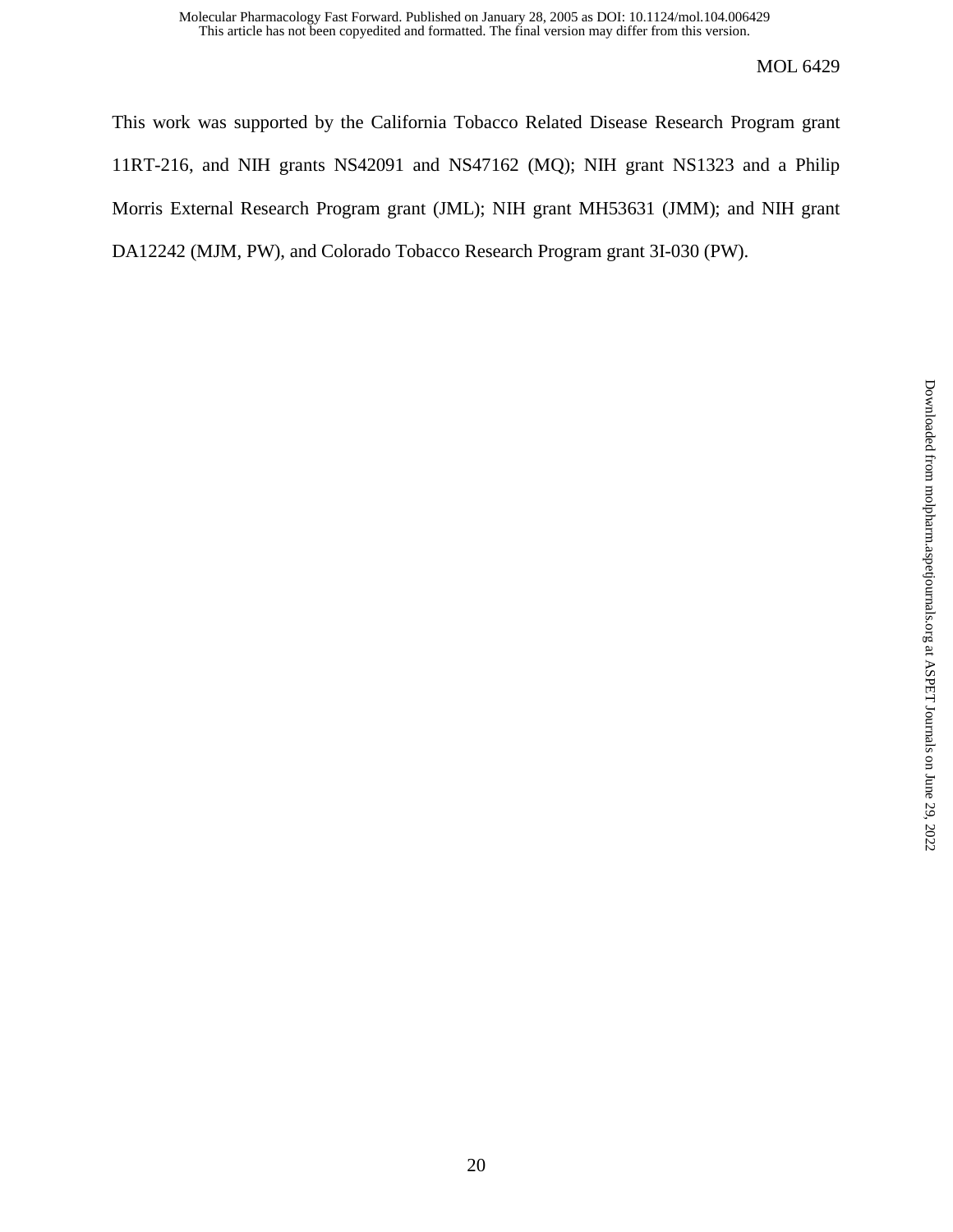This work was supported by the California Tobacco Related Disease Research Program grant 11RT-216, and NIH grants NS42091 and NS47162 (MQ); NIH grant NS1323 and a Philip Morris External Research Program grant (JML); NIH grant MH53631 (JMM); and NIH grant DA12242 (MJM, PW), and Colorado Tobacco Research Program grant 3I-030 (PW).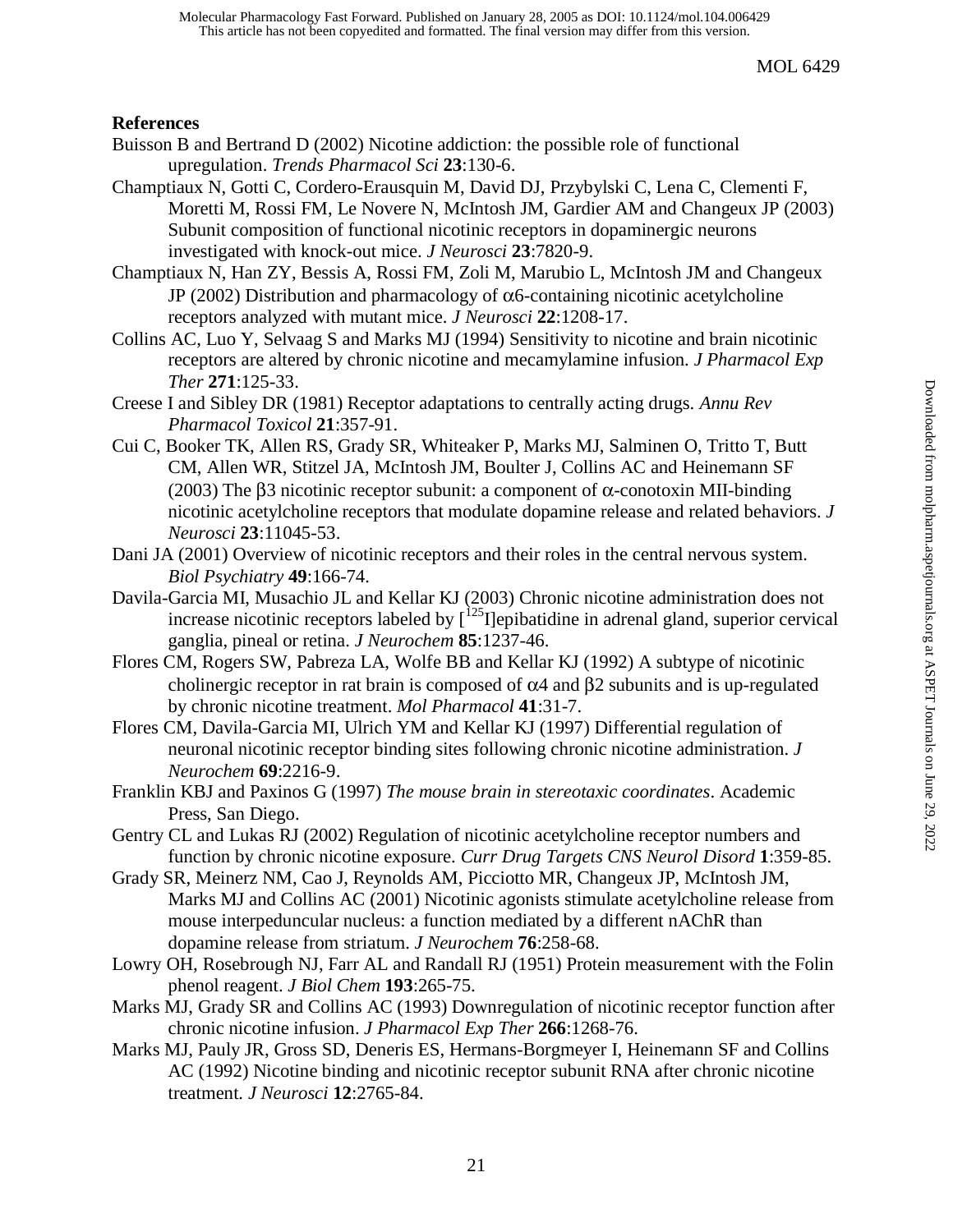**References**

Buisson B and Bertrand D (2002) Nicotine addiction: the possible role of functional upregulation. *Trends Pharmacol Sci* **23**:130-6.

Champtiaux N, Gotti C, Cordero-Erausquin M, David DJ, Przybylski C, Lena C, Clementi F, Moretti M, Rossi FM, Le Novere N, McIntosh JM, Gardier AM and Changeux JP (2003) Subunit composition of functional nicotinic receptors in dopaminergic neurons investigated with knock-out mice. *J Neurosci* **23**:7820-9.

Champtiaux N, Han ZY, Bessis A, Rossi FM, Zoli M, Marubio L, McIntosh JM and Changeux JP (2002) Distribution and pharmacology of α6-containing nicotinic acetylcholine receptors analyzed with mutant mice. *J Neurosci* **22**:1208-17.

Collins AC, Luo Y, Selvaag S and Marks MJ (1994) Sensitivity to nicotine and brain nicotinic receptors are altered by chronic nicotine and mecamylamine infusion. *J Pharmacol Exp Ther* **271**:125-33.

Creese I and Sibley DR (1981) Receptor adaptations to centrally acting drugs. *Annu Rev Pharmacol Toxicol* **21**:357-91.

Cui C, Booker TK, Allen RS, Grady SR, Whiteaker P, Marks MJ, Salminen O, Tritto T, Butt CM, Allen WR, Stitzel JA, McIntosh JM, Boulter J, Collins AC and Heinemann SF (2003) The β3 nicotinic receptor subunit: a component of α-conotoxin MII-binding nicotinic acetylcholine receptors that modulate dopamine release and related behaviors. *J Neurosci* **23**:11045-53.

Dani JA (2001) Overview of nicotinic receptors and their roles in the central nervous system. *Biol Psychiatry* **49**:166-74.

Davila-Garcia MI, Musachio JL and Kellar KJ (2003) Chronic nicotine administration does not increase nicotinic receptors labeled by [$^{125}$I]epibatidine in adrenal gland, superior cervical ganglia, pineal or retina. *J Neurochem* **85**:1237-46.

Flores CM, Rogers SW, Pabreza LA, Wolfe BB and Kellar KJ (1992) A subtype of nicotinic cholinergic receptor in rat brain is composed of α4 and β2 subunits and is up-regulated by chronic nicotine treatment. *Mol Pharmacol* **41**:31-7.

Flores CM, Davila-Garcia MI, Ulrich YM and Kellar KJ (1997) Differential regulation of neuronal nicotinic receptor binding sites following chronic nicotine administration. *J Neurochem* **69**:2216-9.

Franklin KBJ and Paxinos G (1997) *The mouse brain in stereotaxic coordinates*. Academic Press, San Diego.

Gentry CL and Lukas RJ (2002) Regulation of nicotinic acetylcholine receptor numbers and function by chronic nicotine exposure. *Curr Drug Targets CNS Neurol Disord* **1**:359-85.

Grady SR, Meinerz NM, Cao J, Reynolds AM, Picciotto MR, Changeux JP, McIntosh JM, Marks MJ and Collins AC (2001) Nicotinic agonists stimulate acetylcholine release from mouse interpeduncular nucleus: a function mediated by a different nAChR than dopamine release from striatum. *J Neurochem* **76**:258-68.

Lowry OH, Rosebrough NJ, Farr AL and Randall RJ (1951) Protein measurement with the Folin phenol reagent. *J Biol Chem* **193**:265-75.

Marks MJ, Grady SR and Collins AC (1993) Downregulation of nicotinic receptor function after chronic nicotine infusion. *J Pharmacol Exp Ther* **266**:1268-76.

Marks MJ, Pauly JR, Gross SD, Deneris ES, Hermans-Borgmeyer I, Heinemann SF and Collins AC (1992) Nicotine binding and nicotinic receptor subunit RNA after chronic nicotine treatment. *J Neurosci* **12**:2765-84.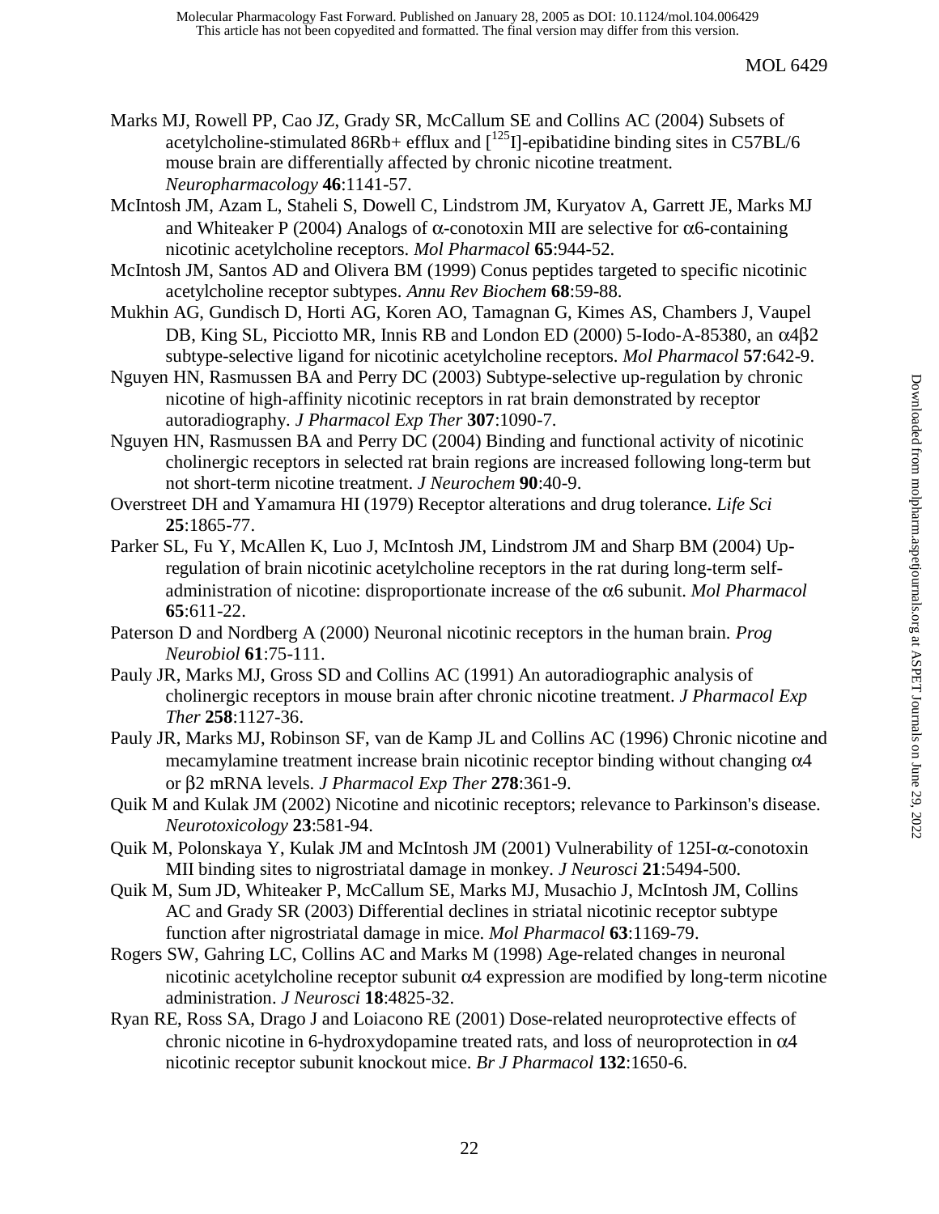Marks MJ, Rowell PP, Cao JZ, Grady SR, McCallum SE and Collins AC (2004) Subsets of acetylcholine-stimulated 86Rb+ efflux and [$^{125}$I]-epibatidine binding sites in C57BL/6 mouse brain are differentially affected by chronic nicotine treatment. *Neuropharmacology* **46**:1141-57.

McIntosh JM, Azam L, Staheli S, Dowell C, Lindstrom JM, Kuryatov A, Garrett JE, Marks MJ and Whiteaker P (2004) Analogs of α-conotoxin MII are selective for α6-containing nicotinic acetylcholine receptors. *Mol Pharmacol* **65**:944-52.

McIntosh JM, Santos AD and Olivera BM (1999) Conus peptides targeted to specific nicotinic acetylcholine receptor subtypes. *Annu Rev Biochem* **68**:59-88.

Mukhin AG, Gundisch D, Horti AG, Koren AO, Tamagnan G, Kimes AS, Chambers J, Vaupel DB, King SL, Picciotto MR, Innis RB and London ED (2000) 5-Iodo-A-85380, an α4β2 subtype-selective ligand for nicotinic acetylcholine receptors. *Mol Pharmacol* **57**:642-9.

Nguyen HN, Rasmussen BA and Perry DC (2003) Subtype-selective up-regulation by chronic nicotine of high-affinity nicotinic receptors in rat brain demonstrated by receptor autoradiography. *J Pharmacol Exp Ther* **307**:1090-7.

Nguyen HN, Rasmussen BA and Perry DC (2004) Binding and functional activity of nicotinic cholinergic receptors in selected rat brain regions are increased following long-term but not short-term nicotine treatment. *J Neurochem* **90**:40-9.

Overstreet DH and Yamamura HI (1979) Receptor alterations and drug tolerance. *Life Sci* **25**:1865-77.

Parker SL, Fu Y, McAllen K, Luo J, McIntosh JM, Lindstrom JM and Sharp BM (2004) Up-regulation of brain nicotinic acetylcholine receptors in the rat during long-term self-administration of nicotine: disproportionate increase of the α6 subunit. *Mol Pharmacol* **65**:611-22.

Paterson D and Nordberg A (2000) Neuronal nicotinic receptors in the human brain. *Prog Neurobiol* **61**:75-111.

Pauly JR, Marks MJ, Gross SD and Collins AC (1991) An autoradiographic analysis of cholinergic receptors in mouse brain after chronic nicotine treatment. *J Pharmacol Exp Ther* **258**:1127-36.

Pauly JR, Marks MJ, Robinson SF, van de Kamp JL and Collins AC (1996) Chronic nicotine and mecamylamine treatment increase brain nicotinic receptor binding without changing α4 or β2 mRNA levels. *J Pharmacol Exp Ther* **278**:361-9.

Quik M and Kulak JM (2002) Nicotine and nicotinic receptors; relevance to Parkinson's disease. *Neurotoxicology* **23**:581-94.

Quik M, Polonskaya Y, Kulak JM and McIntosh JM (2001) Vulnerability of 125I-α-conotoxin MII binding sites to nigrostriatal damage in monkey. *J Neurosci* **21**:5494-500.

Quik M, Sum JD, Whiteaker P, McCallum SE, Marks MJ, Musachio J, McIntosh JM, Collins AC and Grady SR (2003) Differential declines in striatal nicotinic receptor subtype function after nigrostriatal damage in mice. *Mol Pharmacol* **63**:1169-79.

Rogers SW, Gahring LC, Collins AC and Marks M (1998) Age-related changes in neuronal nicotinic acetylcholine receptor subunit α4 expression are modified by long-term nicotine administration. *J Neurosci* **18**:4825-32.

Ryan RE, Ross SA, Drago J and Loiacono RE (2001) Dose-related neuroprotective effects of chronic nicotine in 6-hydroxydopamine treated rats, and loss of neuroprotection in α4 nicotinic receptor subunit knockout mice. *Br J Pharmacol* **132**:1650-6.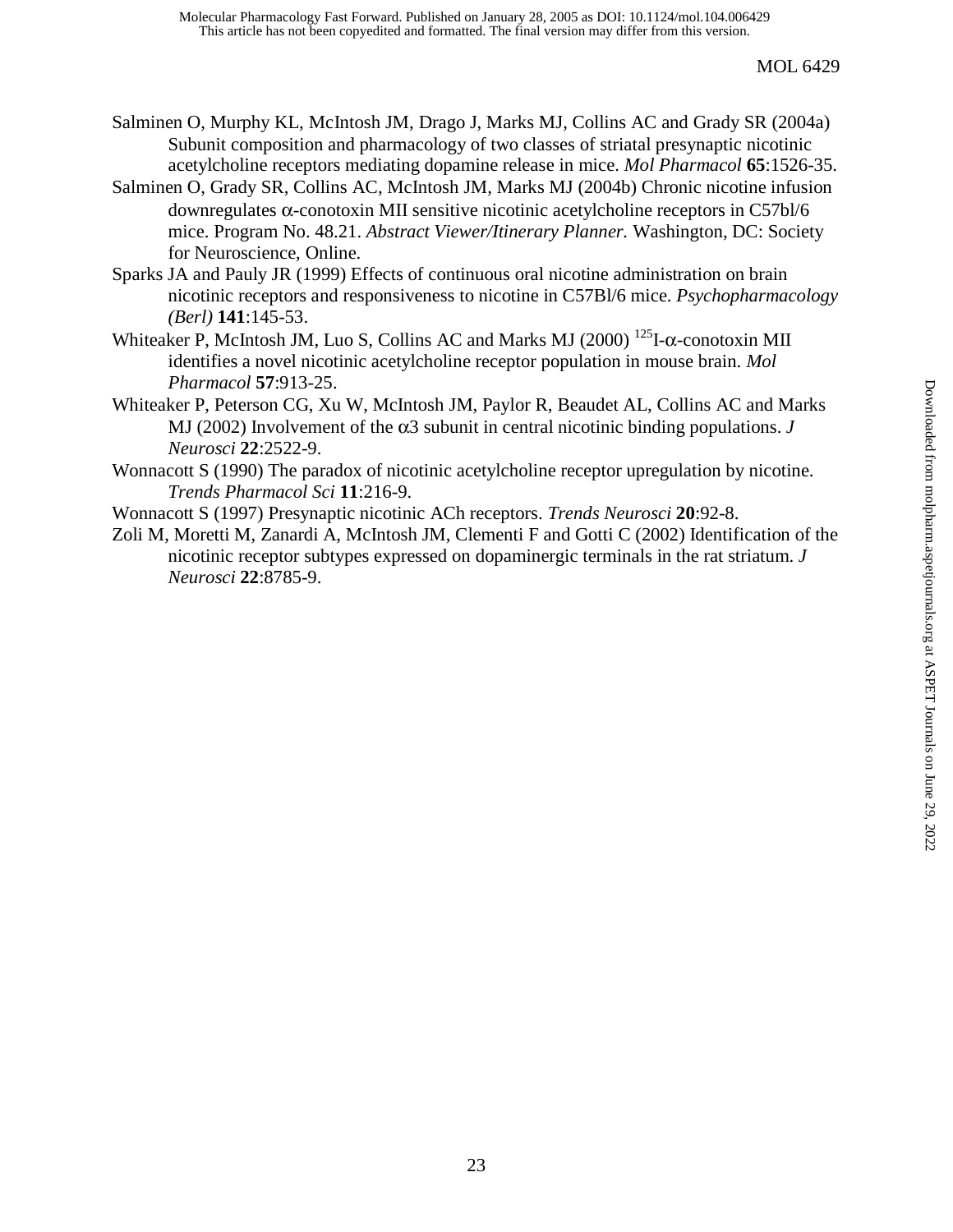Salminen O, Murphy KL, McIntosh JM, Drago J, Marks MJ, Collins AC and Grady SR (2004a) Subunit composition and pharmacology of two classes of striatal presynaptic nicotinic acetylcholine receptors mediating dopamine release in mice. *Mol Pharmacol* **65**:1526-35.

Salminen O, Grady SR, Collins AC, McIntosh JM, Marks MJ (2004b) Chronic nicotine infusion downregulates α-conotoxin MII sensitive nicotinic acetylcholine receptors in C57bl/6 mice. Program No. 48.21. *Abstract Viewer/Itinerary Planner.* Washington, DC: Society for Neuroscience, Online.

Sparks JA and Pauly JR (1999) Effects of continuous oral nicotine administration on brain nicotinic receptors and responsiveness to nicotine in C57Bl/6 mice. *Psychopharmacology (Berl)* **141**:145-53.

Whiteaker P, McIntosh JM, Luo S, Collins AC and Marks MJ (2000) $^{125}$I-α-conotoxin MII identifies a novel nicotinic acetylcholine receptor population in mouse brain. *Mol Pharmacol* **57**:913-25.

Whiteaker P, Peterson CG, Xu W, McIntosh JM, Paylor R, Beaudet AL, Collins AC and Marks MJ (2002) Involvement of the α3 subunit in central nicotinic binding populations. *J Neurosci* **22**:2522-9.

Wonnacott S (1990) The paradox of nicotinic acetylcholine receptor upregulation by nicotine. *Trends Pharmacol Sci* **11**:216-9.

Wonnacott S (1997) Presynaptic nicotinic ACh receptors. *Trends Neurosci* **20**:92-8.

Zoli M, Moretti M, Zanardi A, McIntosh JM, Clementi F and Gotti C (2002) Identification of the nicotinic receptor subtypes expressed on dopaminergic terminals in the rat striatum. *J Neurosci* **22**:8785-9.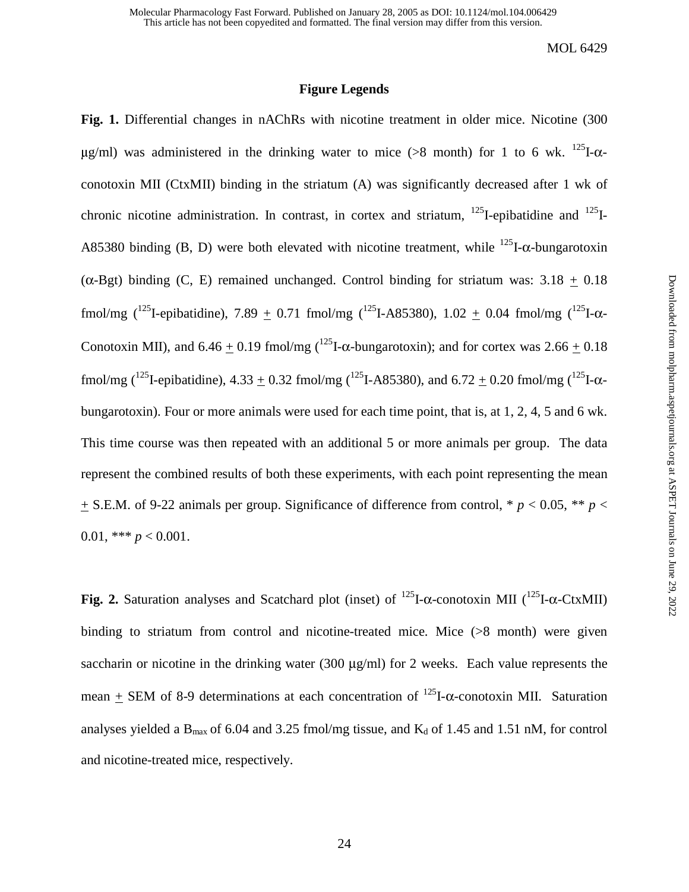## Figure Legends

**Fig. 1.** Differential changes in nAChRs with nicotine treatment in older mice. Nicotine (300 μg/ml) was administered in the drinking water to mice (>8 month) for 1 to 6 wk. $^{125}$I-α-conotoxin MII (CtxMII) binding in the striatum (A) was significantly decreased after 1 wk of chronic nicotine administration. In contrast, in cortex and striatum, $^{125}$I-epibatidine and $^{125}$I-A85380 binding (B, D) were both elevated with nicotine treatment, while $^{125}$I-α-bungarotoxin (α-Bgt) binding (C, E) remained unchanged. Control binding for striatum was: 3.18 ± 0.18 fmol/mg ($^{125}$I-epibatidine), 7.89 ± 0.71 fmol/mg ($^{125}$I-A85380), 1.02 ± 0.04 fmol/mg ($^{125}$I-α-Conotoxin MII), and 6.46 ± 0.19 fmol/mg ($^{125}$I-α-bungarotoxin); and for cortex was 2.66 ± 0.18 fmol/mg ($^{125}$I-epibatidine), 4.33 ± 0.32 fmol/mg ($^{125}$I-A85380), and 6.72 ± 0.20 fmol/mg ($^{125}$I-α-bungarotoxin). Four or more animals were used for each time point, that is, at 1, 2, 4, 5 and 6 wk. This time course was then repeated with an additional 5 or more animals per group. The data represent the combined results of both these experiments, with each point representing the mean ± S.E.M. of 9-22 animals per group. Significance of difference from control, * $p < 0.05$, ** $p < 0.01$, *** $p < 0.001$.

**Fig. 2.** Saturation analyses and Scatchard plot (inset) of $^{125}$I-α-conotoxin MII ($^{125}$I-α-CtxMII) binding to striatum from control and nicotine-treated mice. Mice (>8 month) were given saccharin or nicotine in the drinking water (300 μg/ml) for 2 weeks. Each value represents the mean ± SEM of 8-9 determinations at each concentration of $^{125}$I-α-conotoxin MII. Saturation analyses yielded a $B_{max}$ of 6.04 and 3.25 fmol/mg tissue, and $K_d$ of 1.45 and 1.51 nM, for control and nicotine-treated mice, respectively.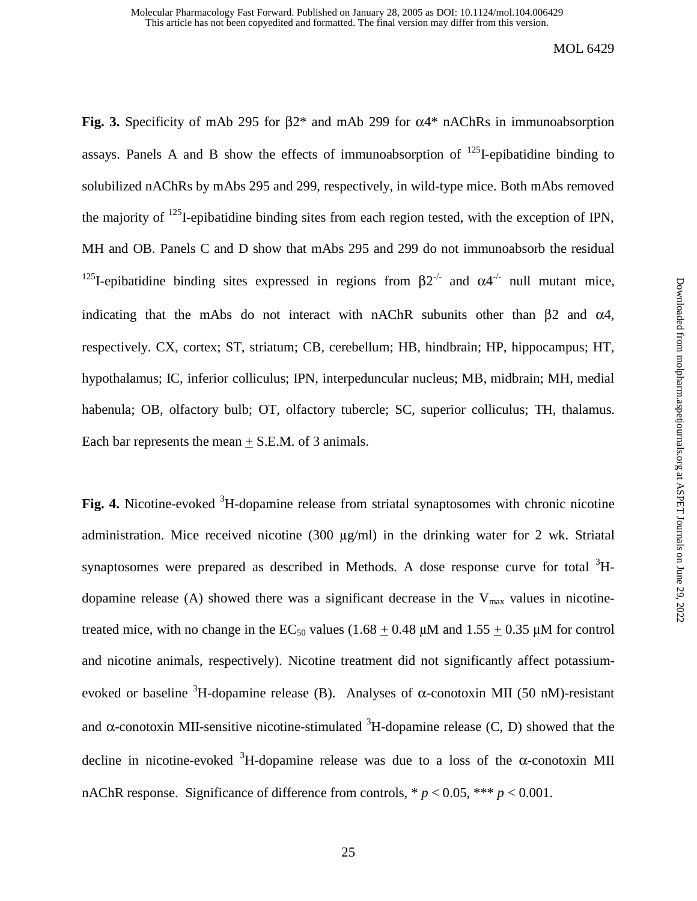**Fig. 3.** Specificity of mAb 295 for β2* and mAb 299 for α4* nAChRs in immunoabsorption assays. Panels A and B show the effects of immunoabsorption of $^{125}$I-epibatidine binding to solubilized nAChRs by mAbs 295 and 299, respectively, in wild-type mice. Both mAbs removed the majority of $^{125}$I-epibatidine binding sites from each region tested, with the exception of IPN, MH and OB. Panels C and D show that mAbs 295 and 299 do not immunoabsorb the residual $^{125}$I-epibatidine binding sites expressed in regions from $\beta2^{-/-}$ and $\alpha4^{-/-}$ null mutant mice, indicating that the mAbs do not interact with nAChR subunits other than β2 and α4, respectively. CX, cortex; ST, striatum; CB, cerebellum; HB, hindbrain; HP, hippocampus; HT, hypothalamus; IC, inferior colliculus; IPN, interpeduncular nucleus; MB, midbrain; MH, medial habenula; OB, olfactory bulb; OT, olfactory tubercle; SC, superior colliculus; TH, thalamus. Each bar represents the mean ± S.E.M. of 3 animals.

**Fig. 4.** Nicotine-evoked $^{3}$H-dopamine release from striatal synaptosomes with chronic nicotine administration. Mice received nicotine (300 μg/ml) in the drinking water for 2 wk. Striatal synaptosomes were prepared as described in Methods. A dose response curve for total $^{3}$H-dopamine release (A) showed there was a significant decrease in the $V_{max}$ values in nicotine-treated mice, with no change in the $EC_{50}$ values (1.68 ± 0.48 μM and 1.55 ± 0.35 μM for control and nicotine animals, respectively). Nicotine treatment did not significantly affect potassium-evoked or baseline $^{3}$H-dopamine release (B). Analyses of α-conotoxin MII (50 nM)-resistant and α-conotoxin MII-sensitive nicotine-stimulated $^{3}$H-dopamine release (C, D) showed that the decline in nicotine-evoked $^{3}$H-dopamine release was due to a loss of the α-conotoxin MII nAChR response. Significance of difference from controls, * $p < 0.05$, *** $p < 0.001$.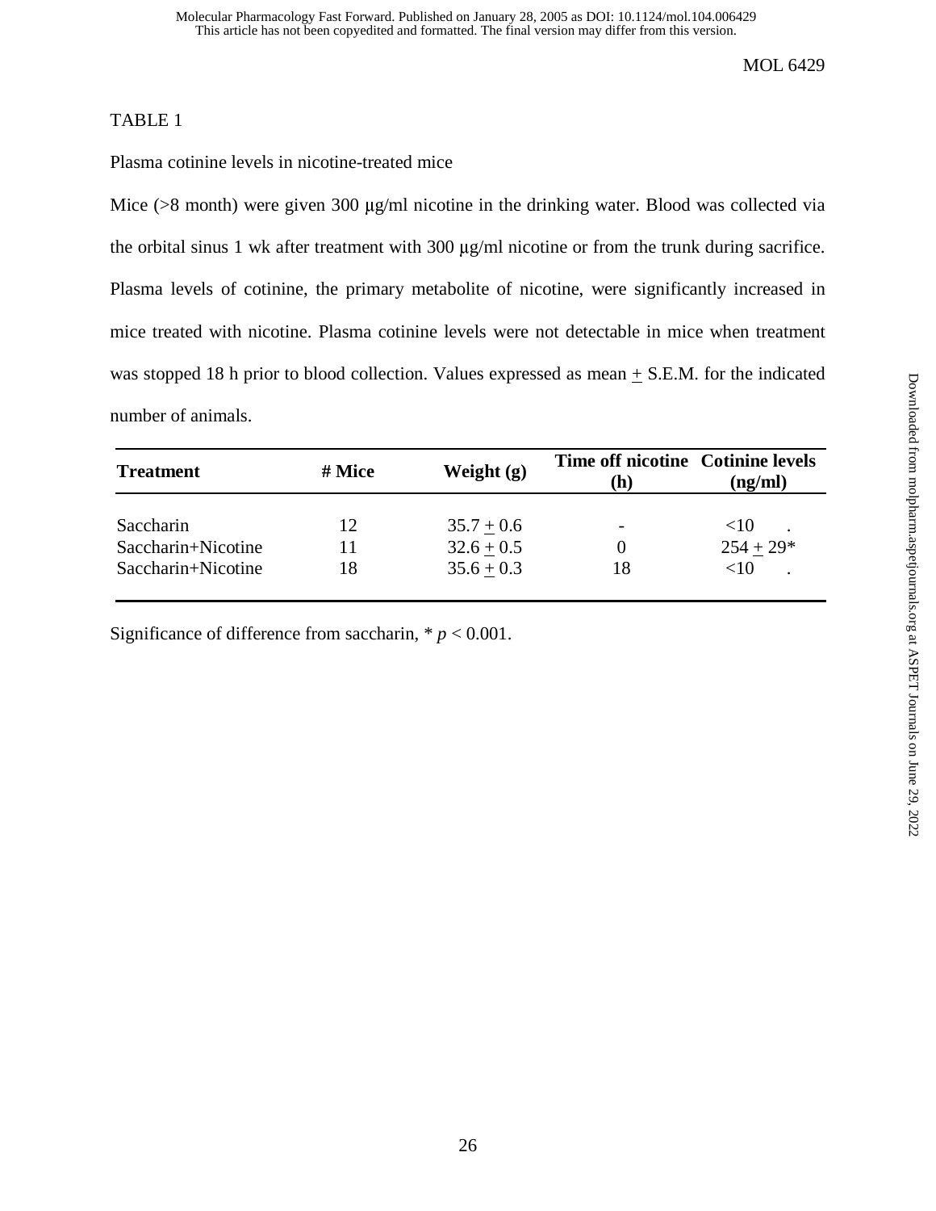TABLE 1

Plasma cotinine levels in nicotine-treated mice

Mice (>8 month) were given 300 μg/ml nicotine in the drinking water. Blood was collected via the orbital sinus 1 wk after treatment with 300 μg/ml nicotine or from the trunk during sacrifice. Plasma levels of cotinine, the primary metabolite of nicotine, were significantly increased in mice treated with nicotine. Plasma cotinine levels were not detectable in mice when treatment was stopped 18 h prior to blood collection. Values expressed as mean ± S.E.M. for the indicated number of animals.

| **Treatment** | **# Mice** | **Weight (g)** | **Time off nicotine (h)** | **Cotinine levels (ng/ml)** |
|---|---|---|---|---|
| Saccharin | 12 | 35.7 ± 0.6 | - | <10 |
| Saccharin+Nicotine | 11 | 32.6 ± 0.5 | 0 | 254 ± 29* |
| Saccharin+Nicotine | 18 | 35.6 ± 0.3 | 18 | <10 |

Significance of difference from saccharin, * $p < 0.001$.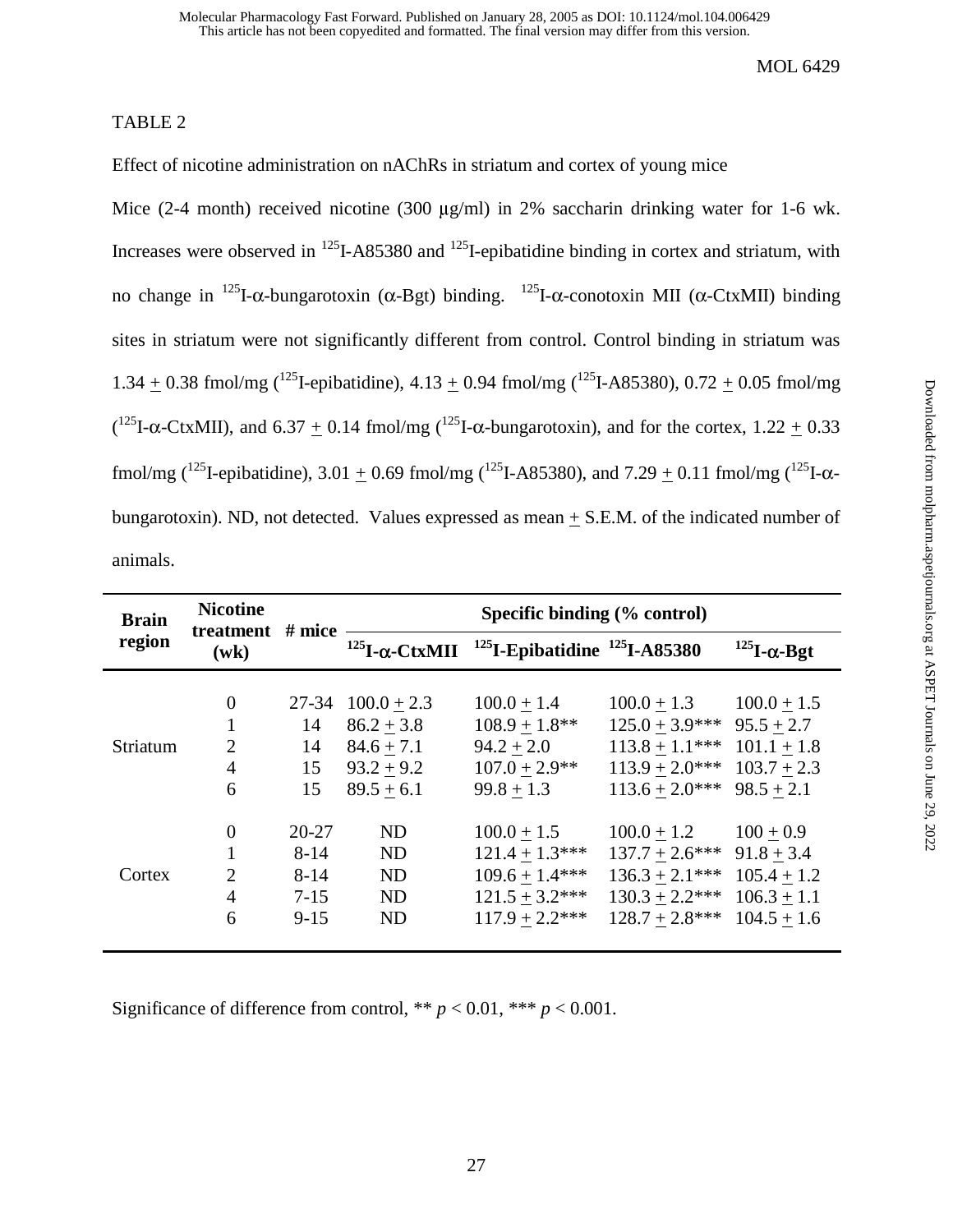TABLE 2

Effect of nicotine administration on nAChRs in striatum and cortex of young mice

Mice (2-4 month) received nicotine (300 µg/ml) in 2% saccharin drinking water for 1-6 wk. Increases were observed in $^{125}$I-A85380 and $^{125}$I-epibatidine binding in cortex and striatum, with no change in $^{125}$I-α-bungarotoxin (α-Bgt) binding. $^{125}$I-α-conotoxin MII (α-CtxMII) binding sites in striatum were not significantly different from control. Control binding in striatum was 1.34 ± 0.38 fmol/mg ($^{125}$I-epibatidine), 4.13 ± 0.94 fmol/mg ($^{125}$I-A85380), 0.72 ± 0.05 fmol/mg ($^{125}$I-α-CtxMII), and 6.37 ± 0.14 fmol/mg ($^{125}$I-α-bungarotoxin), and for the cortex, 1.22 ± 0.33 fmol/mg ($^{125}$I-epibatidine), 3.01 ± 0.69 fmol/mg ($^{125}$I-A85380), and 7.29 ± 0.11 fmol/mg ($^{125}$I-α-bungarotoxin). ND, not detected. Values expressed as mean ± S.E.M. of the indicated number of animals.

| Brain region | Nicotine treatment (wk) | # mice | Specific binding (% control) | | | |
|---|---|---|---|---|---|---|
| | | | $^{125}$I-α-CtxMII | $^{125}$I-Epibatidine | $^{125}$I-A85380 | $^{125}$I-α-Bgt |
| Striatum | 0 | 27-34 | 100.0 ± 2.3 | 100.0 ± 1.4 | 100.0 ± 1.3 | 100.0 ± 1.5 |
| | 1 | 14 | 86.2 ± 3.8 | 108.9 ± 1.8** | 125.0 ± 3.9*** | 95.5 ± 2.7 |
| | 2 | 14 | 84.6 ± 7.1 | 94.2 ± 2.0 | 113.8 ± 1.1*** | 101.1 ± 1.8 |
| | 4 | 15 | 93.2 ± 9.2 | 107.0 ± 2.9** | 113.9 ± 2.0*** | 103.7 ± 2.3 |
| | 6 | 15 | 89.5 ± 6.1 | 99.8 ± 1.3 | 113.6 ± 2.0*** | 98.5 ± 2.1 |
| Cortex | 0 | 20-27 | ND | 100.0 ± 1.5 | 100.0 ± 1.2 | 100 ± 0.9 |
| | 1 | 8-14 | ND | 121.4 ± 1.3*** | 137.7 ± 2.6*** | 91.8 ± 3.4 |
| | 2 | 8-14 | ND | 109.6 ± 1.4*** | 136.3 ± 2.1*** | 105.4 ± 1.2 |
| | 4 | 7-15 | ND | 121.5 ± 3.2*** | 130.3 ± 2.2*** | 106.3 ± 1.1 |
| | 6 | 9-15 | ND | 117.9 ± 2.2*** | 128.7 ± 2.8*** | 104.5 ± 1.6 |

Significance of difference from control, ** $p < 0.01$, *** $p < 0.001$.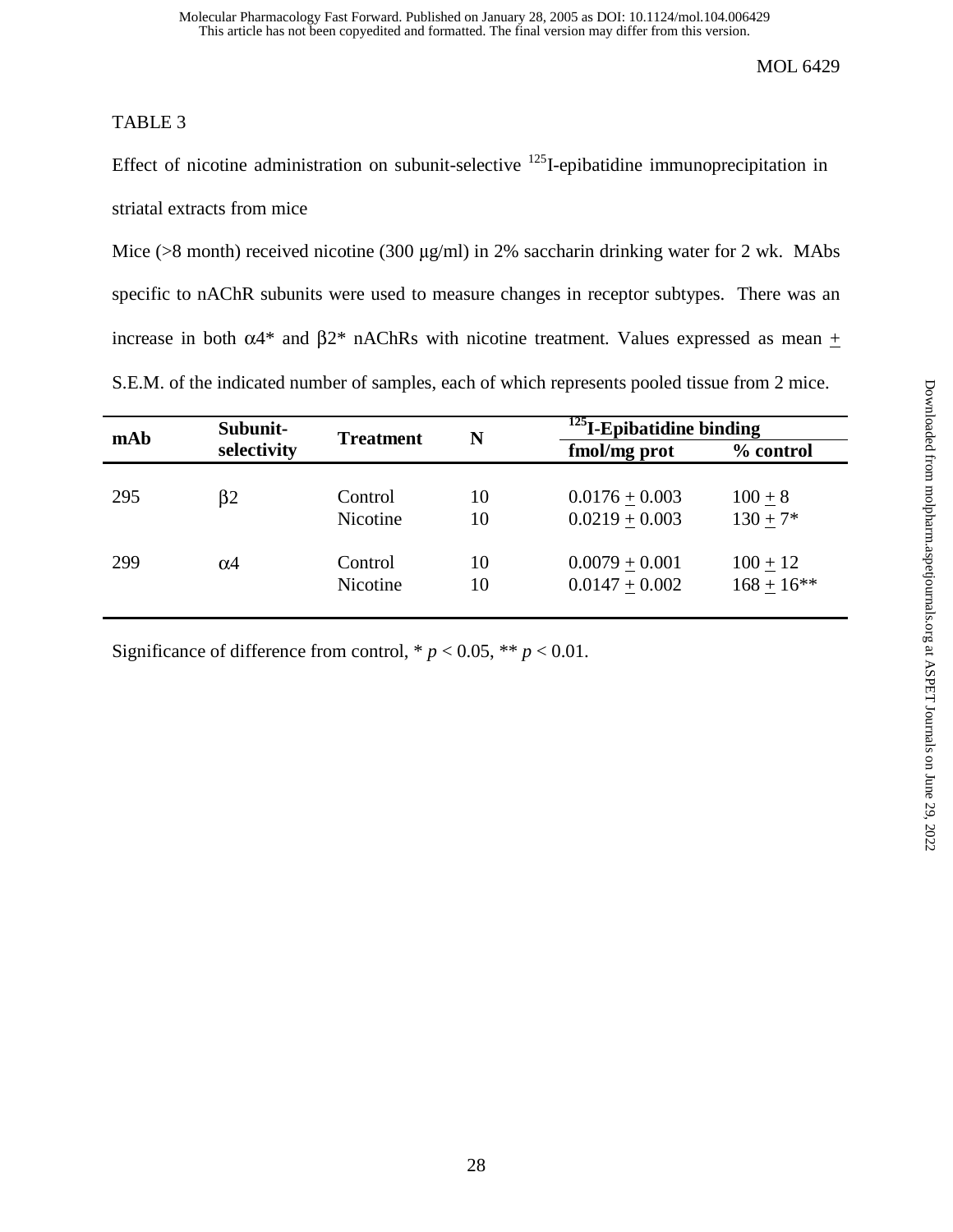TABLE 3

Effect of nicotine administration on subunit-selective $^{125}$I-epibatidine immunoprecipitation in striatal extracts from mice

Mice (>8 month) received nicotine (300 μg/ml) in 2% saccharin drinking water for 2 wk. MAbs specific to nAChR subunits were used to measure changes in receptor subtypes. There was an increase in both α4* and β2* nAChRs with nicotine treatment. Values expressed as mean ± S.E.M. of the indicated number of samples, each of which represents pooled tissue from 2 mice.

| mAb | Subunit-selectivity | Treatment | N | $^{125}$I-Epibatidine binding | |
|---|---|---|---|---|---|
| | | | | fmol/mg prot | % control |
| 295 | β2 | Control | 10 | 0.0176 ± 0.003 | 100 ± 8 |
| | | Nicotine | 10 | 0.0219 ± 0.003 | 130 ± 7* |
| 299 | α4 | Control | 10 | 0.0079 ± 0.001 | 100 ± 12 |
| | | Nicotine | 10 | 0.0147 ± 0.002 | 168 ± 16** |

Significance of difference from control, * $p < 0.05$, ** $p < 0.01$.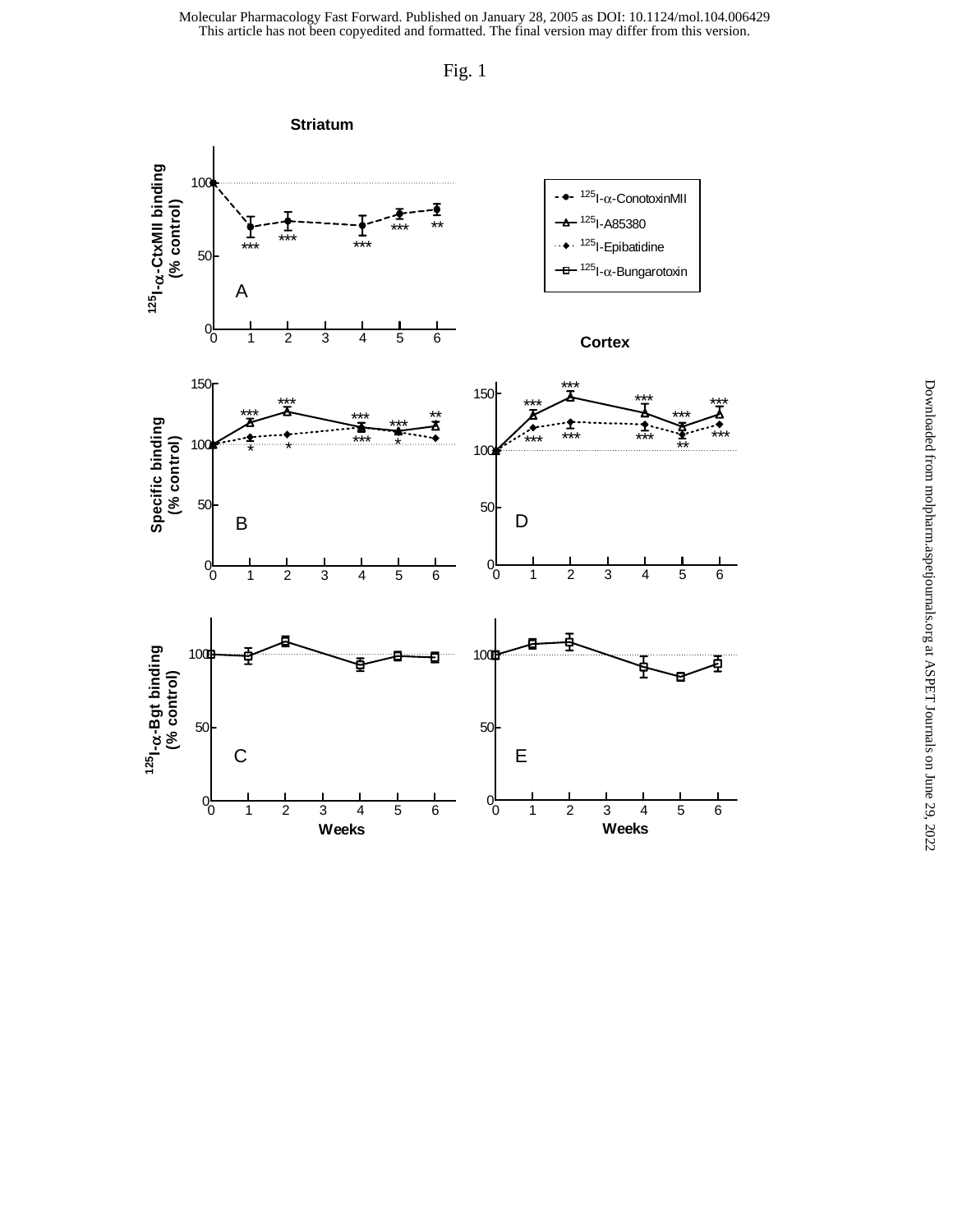Fig. 1

Striatum

Cortex

$^{125}$I-α-CtxMII binding (% control)

Specific binding (% control)

$^{125}$I-α-Bgt binding (% control)

Weeks

A

B

C

D

E

$^{125}$I-α-ConotoxinMII

$^{125}$I-A85380

$^{125}$I-Epibatidine

$^{125}$I-α-Bungarotoxin

0
1
2
3
4
5
6

0
50
100
150

*** *** *** *** **

*** *** *** *** **

* * *** *

*** *** *** *** ***

*** *** *** ** ***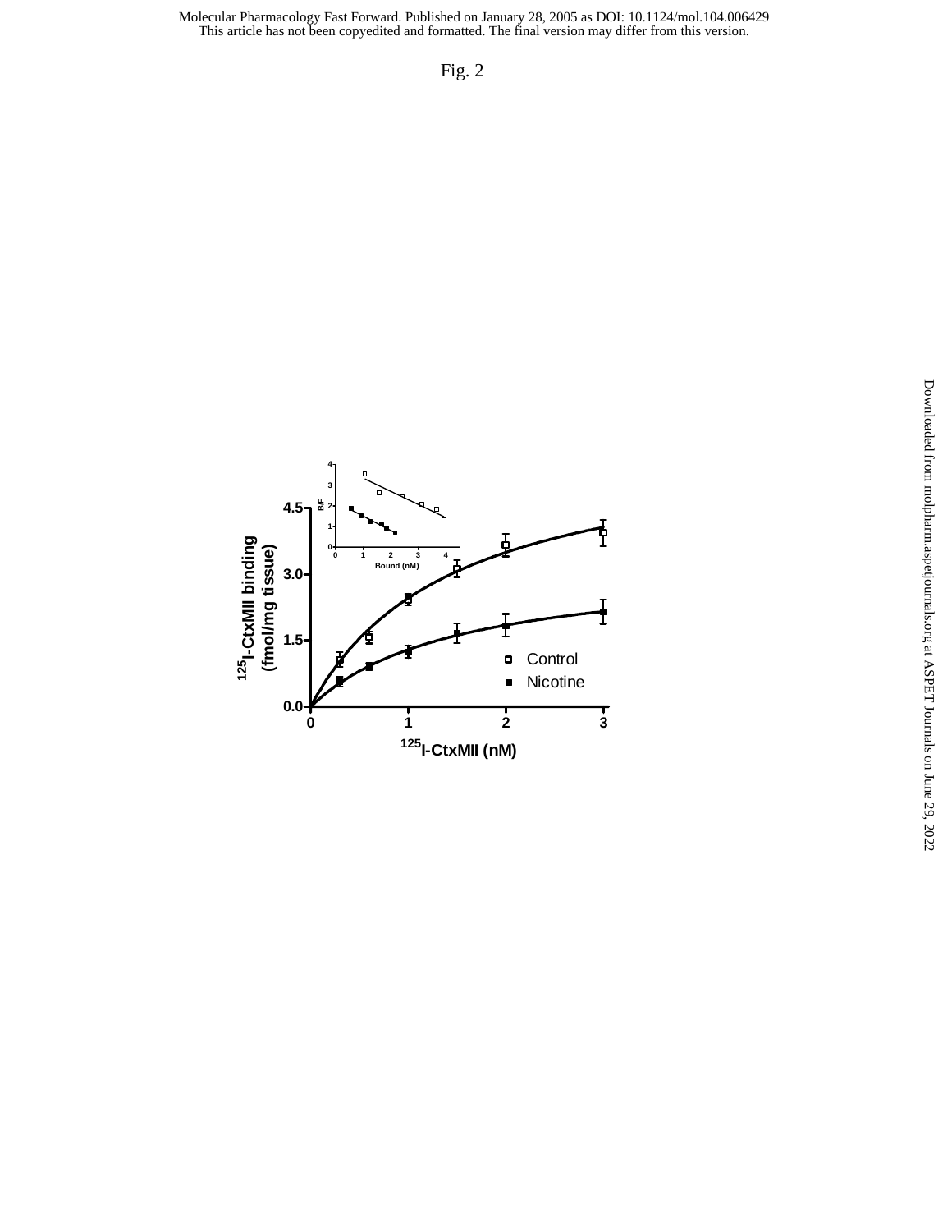Fig. 2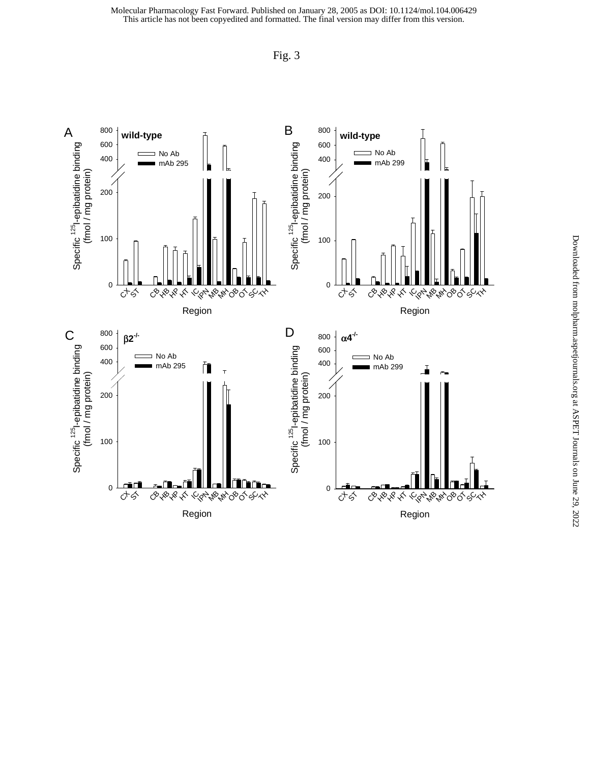Fig. 3

A

wild-type

No Ab
mAb 295

Specific $^{125}$I-epibatidine binding (fmol / mg protein)

800
600
400
200
100
0

CX ST CB HB HP HT IC IPN MB MH OB OT SC TH

Region

B

wild-type

No Ab
mAb 299

Specific $^{125}$I-epibatidine binding (fmol / mg protein)

800
600
400
200
100
0

CX ST CB HB HP HT IC IPN MB MH OB OT SC TH

Region

C

$\beta 2^{-/-}$

No Ab
mAb 295

Specific $^{125}$I-epibatidine binding (fmol / mg protein)

800
600
400
200
100
0

CX ST CB HB HP HT IC IPN MB MH OB OT SC TH

Region

D

$\alpha 4^{-/-}$

No Ab
mAb 299

Specific $^{125}$I-epibatidine binding (fmol / mg protein)

800
600
400
200
100
0

CX ST CB HB HP HT IC IPN MB MH OB OT SC TH

Region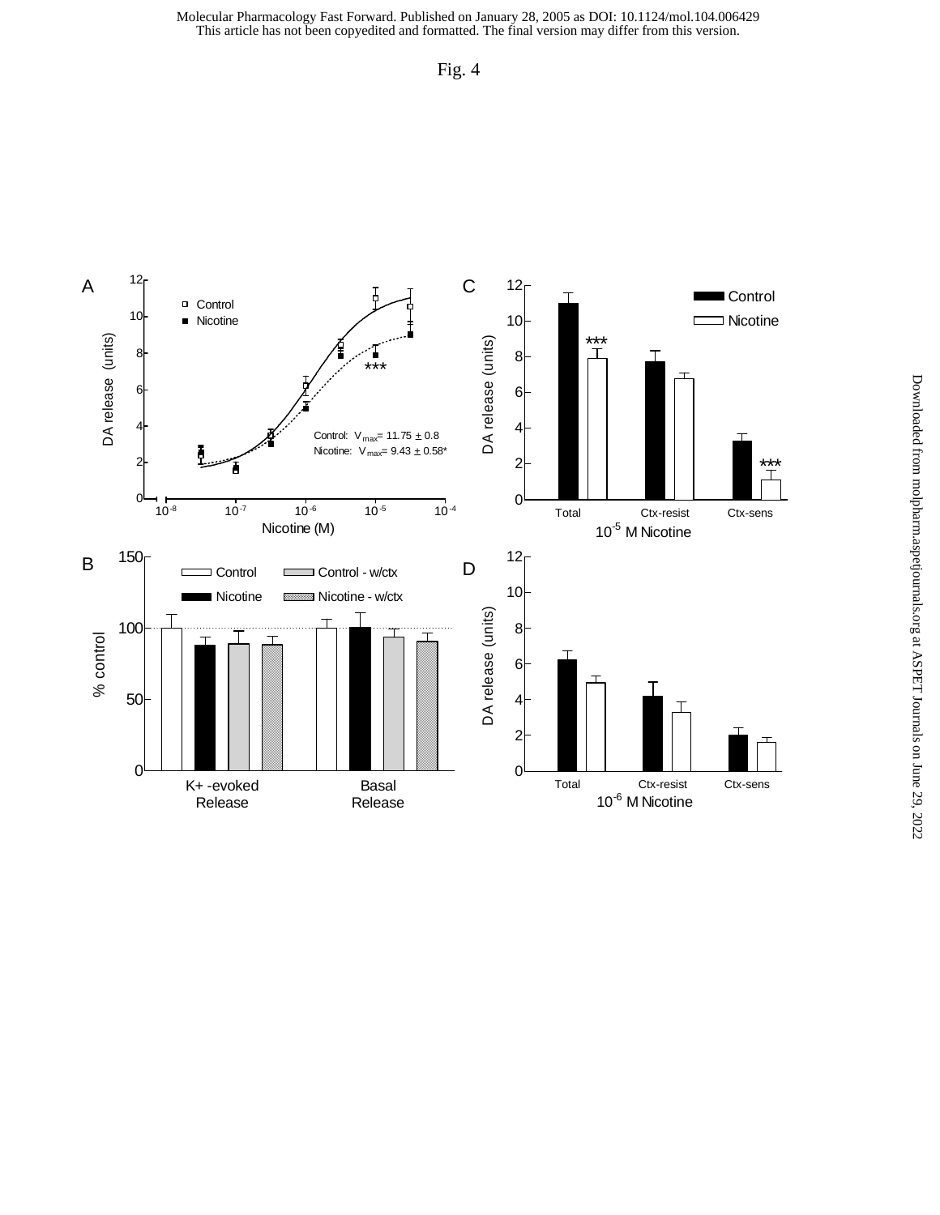Fig. 4

A

12
10
8
6
4
2
0

DA release (units)

Control
Nicotine

***

Control: $V_{max}$= 11.75 ± 0.8
Nicotine: $V_{max}$= 9.43 ± 0.58*

$10^{-8}$ $10^{-7}$ $10^{-6}$ $10^{-5}$ $10^{-4}$

Nicotine (M)

B

150
100
50
0

% control

Control
Control - w/ctx
Nicotine
Nicotine - w/ctx

K+ -evoked Release

Basal Release

C

12
10
8
6
4
2
0

DA release (units)

Control
Nicotine

***

***

Total Ctx-resist Ctx-sens

$10^{-5}$ M Nicotine

D

12
10
8
6
4
2
0

DA release (units)

Total Ctx-resist Ctx-sens

$10^{-6}$ M Nicotine